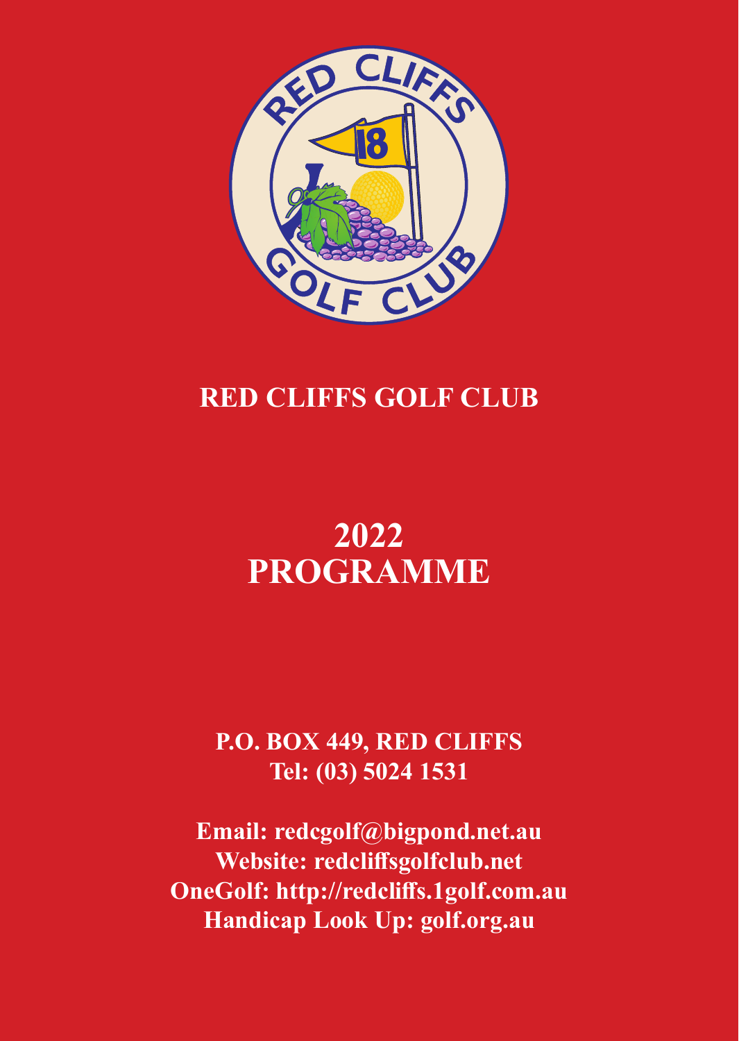# RED CLIFFS GOLF CLUB

# 2022
# PROGRAMME

**P.O. BOX 449, RED CLIFFS**
**Tel: (03) 5024 1531**

**Email: redcgolf@bigpond.net.au**
**Website: redcliffsgolfclub.net**
**OneGolf: http://redcliffs.1golf.com.au**
**Handicap Look Up: golf.org.au**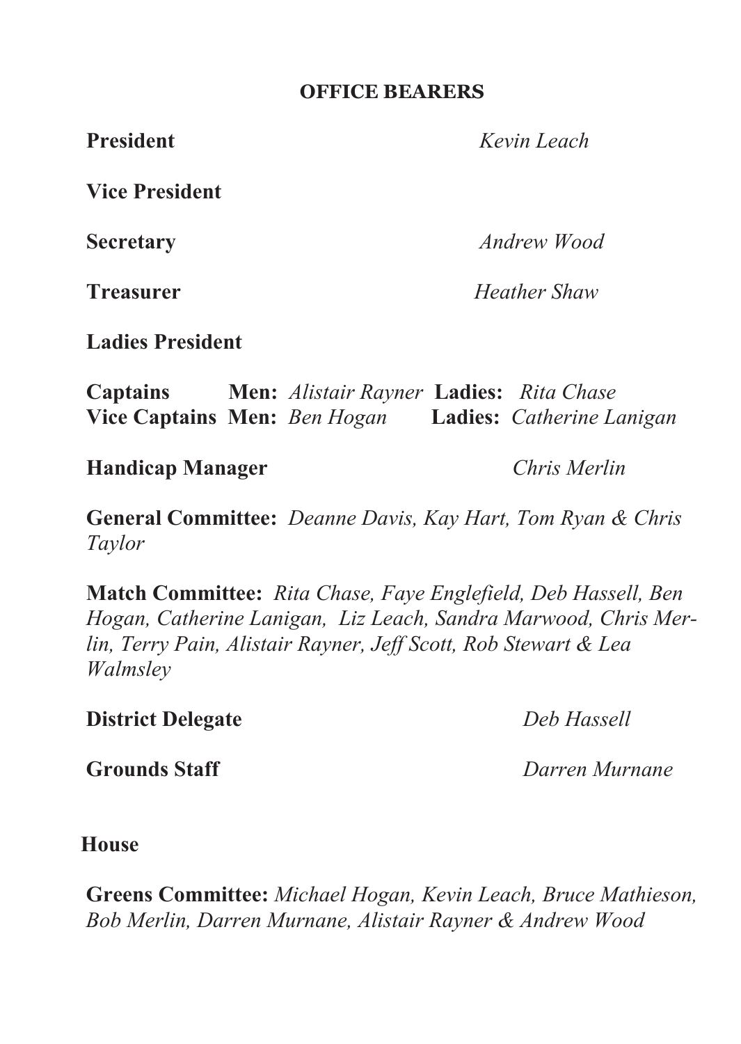## OFFICE BEARERS

**President** *Kevin Leach*

**Vice President**

**Secretary** *Andrew Wood*

**Treasurer** *Heather Shaw*

**Ladies President**

**Captains** **Men:** *Alistair Rayner* **Ladies:** *Rita Chase*
**Vice Captains** **Men:** *Ben Hogan* **Ladies:** *Catherine Lanigan*

**Handicap Manager** *Chris Merlin*

**General Committee:** *Deanne Davis, Kay Hart, Tom Ryan & Chris Taylor*

**Match Committee:** *Rita Chase, Faye Englefield, Deb Hassell, Ben Hogan, Catherine Lanigan, Liz Leach, Sandra Marwood, Chris Merlin, Terry Pain, Alistair Rayner, Jeff Scott, Rob Stewart & Lea Walmsley*

**District Delegate** *Deb Hassell*

**Grounds Staff** *Darren Murnane*

**House**

**Greens Committee:** *Michael Hogan, Kevin Leach, Bruce Mathieson, Bob Merlin, Darren Murnane, Alistair Rayner & Andrew Wood*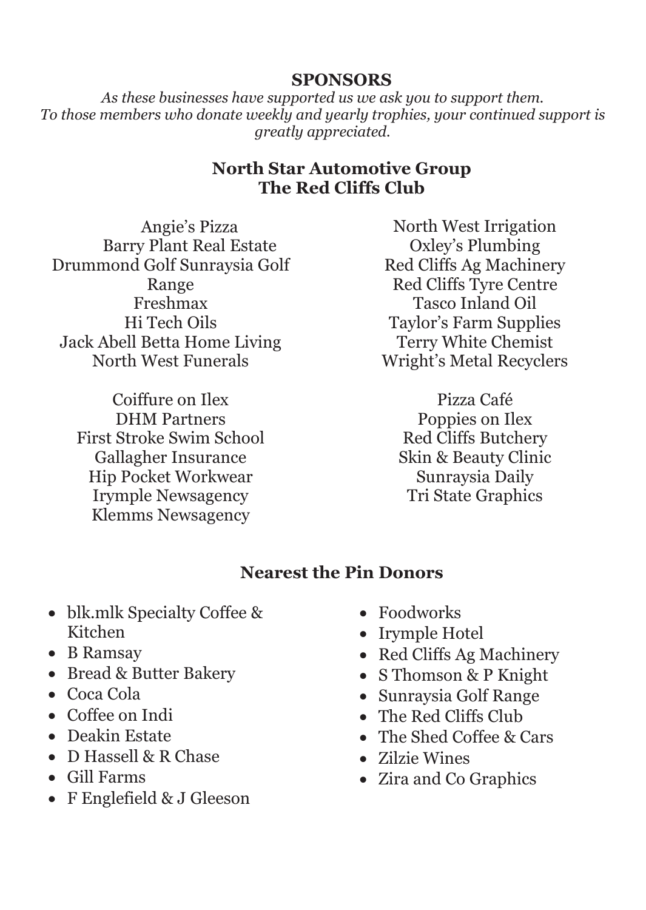## SPONSORS

*As these businesses have supported us we ask you to support them. To those members who donate weekly and yearly trophies, your continued support is greatly appreciated.*

**North Star Automotive Group**
**The Red Cliffs Club**

Angie's Pizza
Barry Plant Real Estate
Drummond Golf Sunraysia Golf Range
Freshmax
Hi Tech Oils
Jack Abell Betta Home Living
North West Funerals

North West Irrigation
Oxley's Plumbing
Red Cliffs Ag Machinery
Red Cliffs Tyre Centre
Tasco Inland Oil
Taylor's Farm Supplies
Terry White Chemist
Wright's Metal Recyclers

Coiffure on Ilex
DHM Partners
First Stroke Swim School
Gallagher Insurance
Hip Pocket Workwear
Irymple Newsagency
Klemms Newsagency

Pizza Café
Poppies on Ilex
Red Cliffs Butchery
Skin & Beauty Clinic
Sunraysia Daily
Tri State Graphics

## Nearest the Pin Donors

- blk.mlk Specialty Coffee & Kitchen
- B Ramsay
- Bread & Butter Bakery
- Coca Cola
- Coffee on Indi
- Deakin Estate
- D Hassell & R Chase
- Gill Farms
- F Englefield & J Gleeson
- Foodworks
- Irymple Hotel
- Red Cliffs Ag Machinery
- S Thomson & P Knight
- Sunraysia Golf Range
- The Red Cliffs Club
- The Shed Coffee & Cars
- Zilzie Wines
- Zira and Co Graphics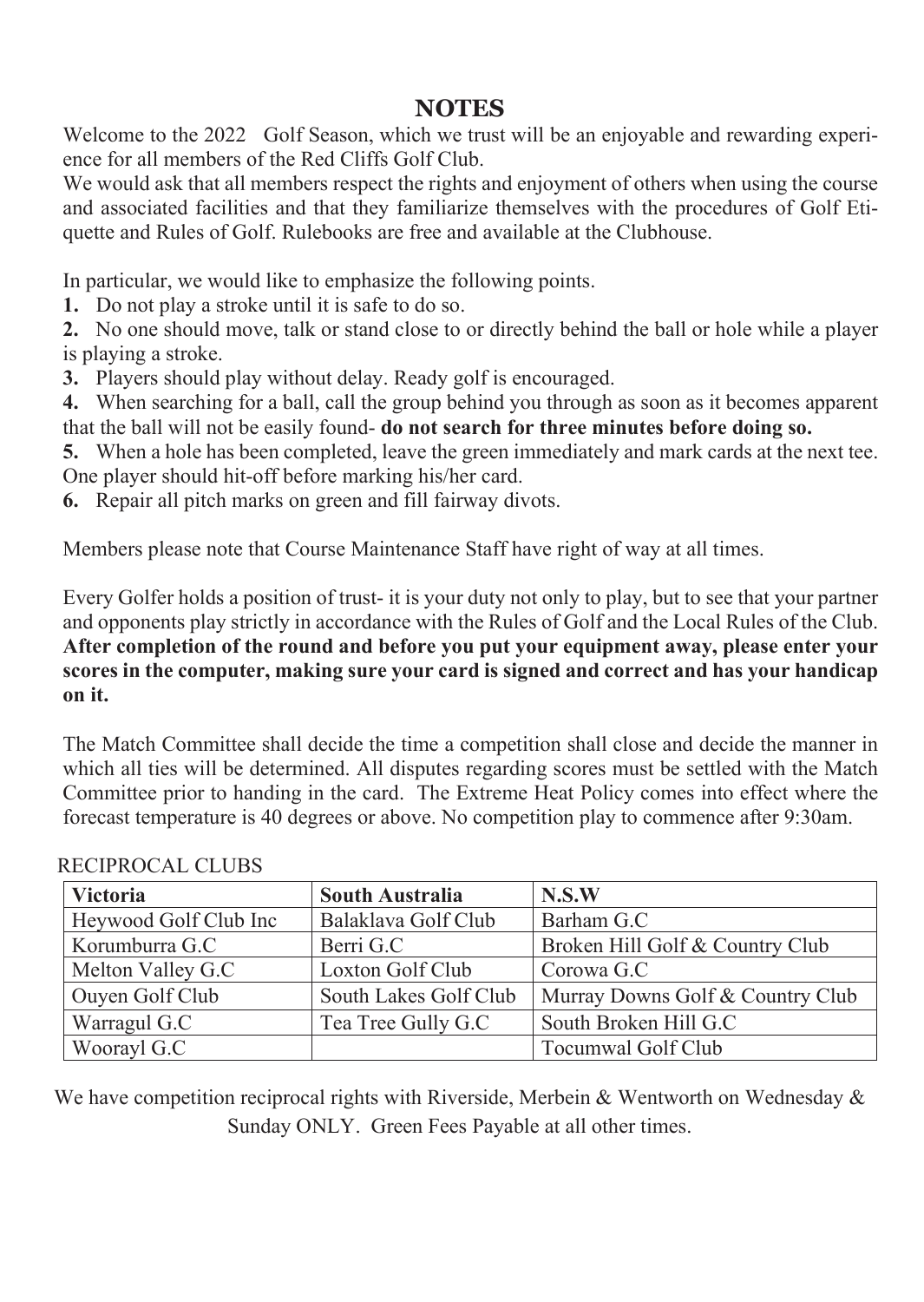# NOTES

Welcome to the 2022 Golf Season, which we trust will be an enjoyable and rewarding experience for all members of the Red Cliffs Golf Club.

We would ask that all members respect the rights and enjoyment of others when using the course and associated facilities and that they familiarize themselves with the procedures of Golf Etiquette and Rules of Golf. Rulebooks are free and available at the Clubhouse.

In particular, we would like to emphasize the following points.

**1.** Do not play a stroke until it is safe to do so.

**2.** No one should move, talk or stand close to or directly behind the ball or hole while a player is playing a stroke.

**3.** Players should play without delay. Ready golf is encouraged.

**4.** When searching for a ball, call the group behind you through as soon as it becomes apparent that the ball will not be easily found- **do not search for three minutes before doing so.**

**5.** When a hole has been completed, leave the green immediately and mark cards at the next tee. One player should hit-off before marking his/her card.

**6.** Repair all pitch marks on green and fill fairway divots.

Members please note that Course Maintenance Staff have right of way at all times.

Every Golfer holds a position of trust- it is your duty not only to play, but to see that your partner and opponents play strictly in accordance with the Rules of Golf and the Local Rules of the Club. **After completion of the round and before you put your equipment away, please enter your scores in the computer, making sure your card is signed and correct and has your handicap on it.**

The Match Committee shall decide the time a competition shall close and decide the manner in which all ties will be determined. All disputes regarding scores must be settled with the Match Committee prior to handing in the card. The Extreme Heat Policy comes into effect where the forecast temperature is 40 degrees or above. No competition play to commence after 9:30am.

RECIPROCAL CLUBS

| **Victoria** | **South Australia** | **N.S.W** |
|---|---|---|
| Heywood Golf Club Inc | Balaklava Golf Club | Barham G.C |
| Korumburra G.C | Berri G.C | Broken Hill Golf & Country Club |
| Melton Valley G.C | Loxton Golf Club | Corowa G.C |
| Ouyen Golf Club | South Lakes Golf Club | Murray Downs Golf & Country Club |
| Warragul G.C | Tea Tree Gully G.C | South Broken Hill G.C |
| Woorayl G.C | | Tocumwal Golf Club |

We have competition reciprocal rights with Riverside, Merbein & Wentworth on Wednesday & Sunday ONLY. Green Fees Payable at all other times.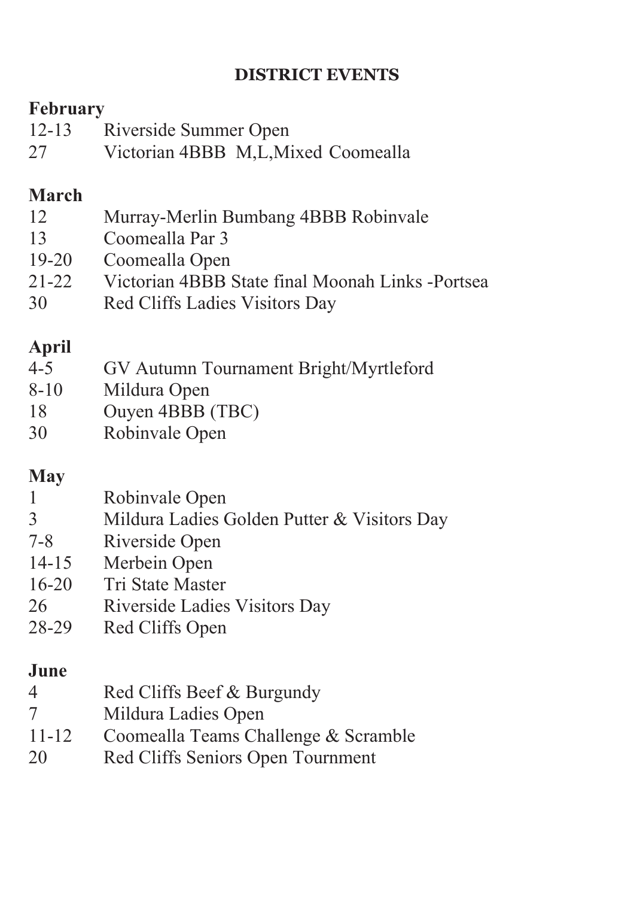# DISTRICT EVENTS

## February

| | |
|---|---|
| 12-13 | Riverside Summer Open |
| 27 | Victorian 4BBB M,L,Mixed Coomealla |

## March

| | |
|---|---|
| 12 | Murray-Merlin Bumbang 4BBB Robinvale |
| 13 | Coomealla Par 3 |
| 19-20 | Coomealla Open |
| 21-22 | Victorian 4BBB State final Moonah Links -Portsea |
| 30 | Red Cliffs Ladies Visitors Day |

## April

| | |
|---|---|
| 4-5 | GV Autumn Tournament Bright/Myrtleford |
| 8-10 | Mildura Open |
| 18 | Ouyen 4BBB (TBC) |
| 30 | Robinvale Open |

## May

| | |
|---|---|
| 1 | Robinvale Open |
| 3 | Mildura Ladies Golden Putter & Visitors Day |
| 7-8 | Riverside Open |
| 14-15 | Merbein Open |
| 16-20 | Tri State Master |
| 26 | Riverside Ladies Visitors Day |
| 28-29 | Red Cliffs Open |

## June

| | |
|---|---|
| 4 | Red Cliffs Beef & Burgundy |
| 7 | Mildura Ladies Open |
| 11-12 | Coomealla Teams Challenge & Scramble |
| 20 | Red Cliffs Seniors Open Tournment |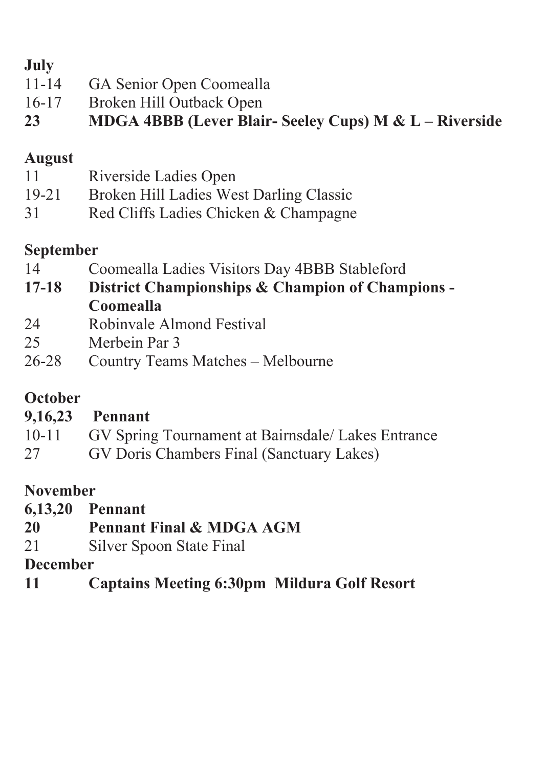**July**

11-14 GA Senior Open Coomealla

16-17 Broken Hill Outback Open

**23 MDGA 4BBB (Lever Blair- Seeley Cups) M & L – Riverside**

**August**

11 Riverside Ladies Open

19-21 Broken Hill Ladies West Darling Classic

31 Red Cliffs Ladies Chicken & Champagne

**September**

14 Coomealla Ladies Visitors Day 4BBB Stableford

**17-18 District Championships & Champion of Champions - Coomealla**

24 Robinvale Almond Festival

25 Merbein Par 3

26-28 Country Teams Matches – Melbourne

**October**

**9,16,23 Pennant**

10-11 GV Spring Tournament at Bairnsdale/ Lakes Entrance

27 GV Doris Chambers Final (Sanctuary Lakes)

**November**

**6,13,20 Pennant**

**20 Pennant Final & MDGA AGM**

21 Silver Spoon State Final

**December**

**11 Captains Meeting 6:30pm Mildura Golf Resort**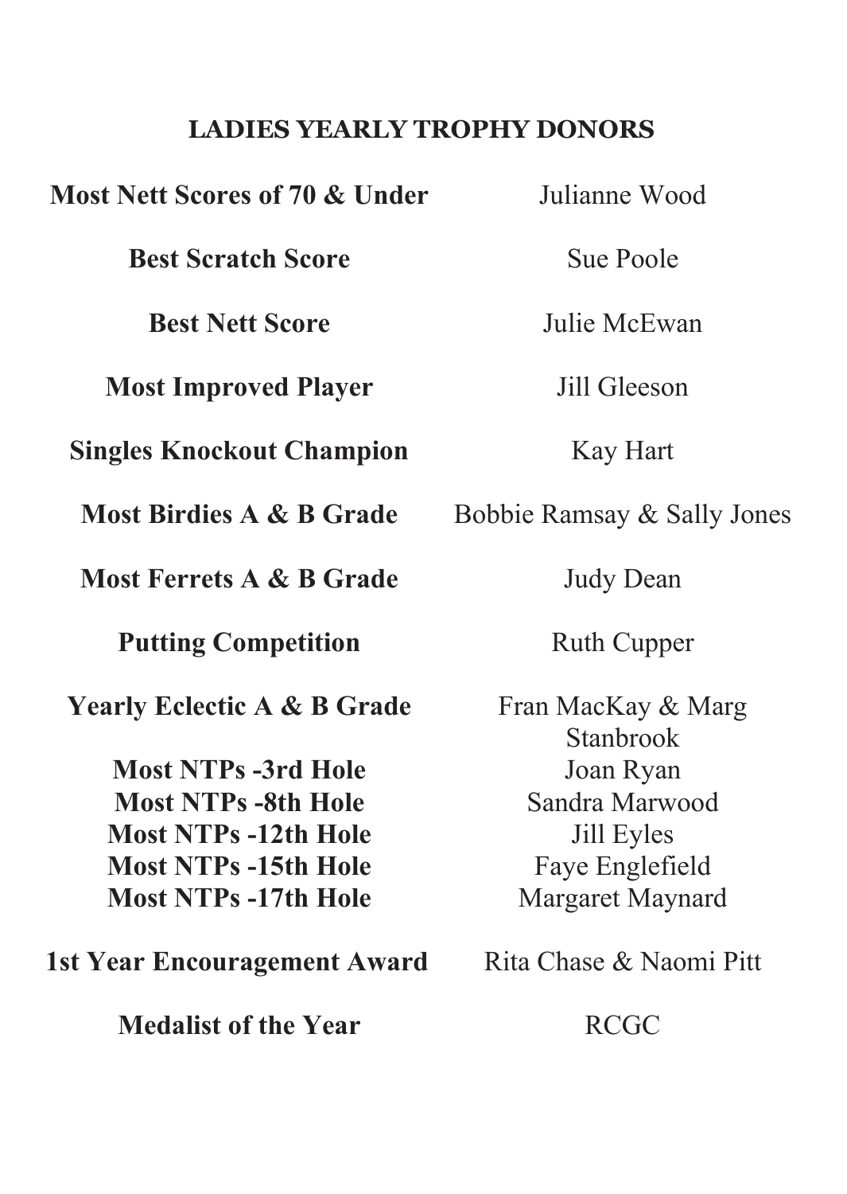## LADIES YEARLY TROPHY DONORS

| | |
|---|---|
| **Most Nett Scores of 70 & Under** | Julianne Wood |
| **Best Scratch Score** | Sue Poole |
| **Best Nett Score** | Julie McEwan |
| **Most Improved Player** | Jill Gleeson |
| **Singles Knockout Champion** | Kay Hart |
| **Most Birdies A & B Grade** | Bobbie Ramsay & Sally Jones |
| **Most Ferrets A & B Grade** | Judy Dean |
| **Putting Competition** | Ruth Cupper |
| **Yearly Eclectic A & B Grade** | Fran MacKay & Marg Stanbrook |
| **Most NTPs -3rd Hole** | Joan Ryan |
| **Most NTPs -8th Hole** | Sandra Marwood |
| **Most NTPs -12th Hole** | Jill Eyles |
| **Most NTPs -15th Hole** | Faye Englefield |
| **Most NTPs -17th Hole** | Margaret Maynard |
| **1st Year Encouragement Award** | Rita Chase & Naomi Pitt |
| **Medalist of the Year** | RCGC |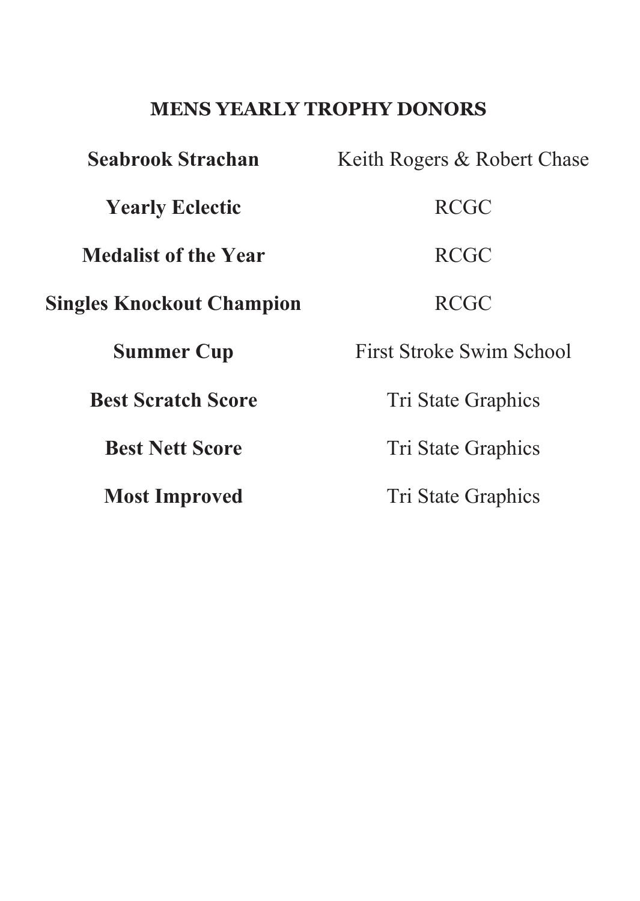## MENS YEARLY TROPHY DONORS

| | |
|---|---|
| **Seabrook Strachan** | Keith Rogers & Robert Chase |
| **Yearly Eclectic** | RCGC |
| **Medalist of the Year** | RCGC |
| **Singles Knockout Champion** | RCGC |
| **Summer Cup** | First Stroke Swim School |
| **Best Scratch Score** | Tri State Graphics |
| **Best Nett Score** | Tri State Graphics |
| **Most Improved** | Tri State Graphics |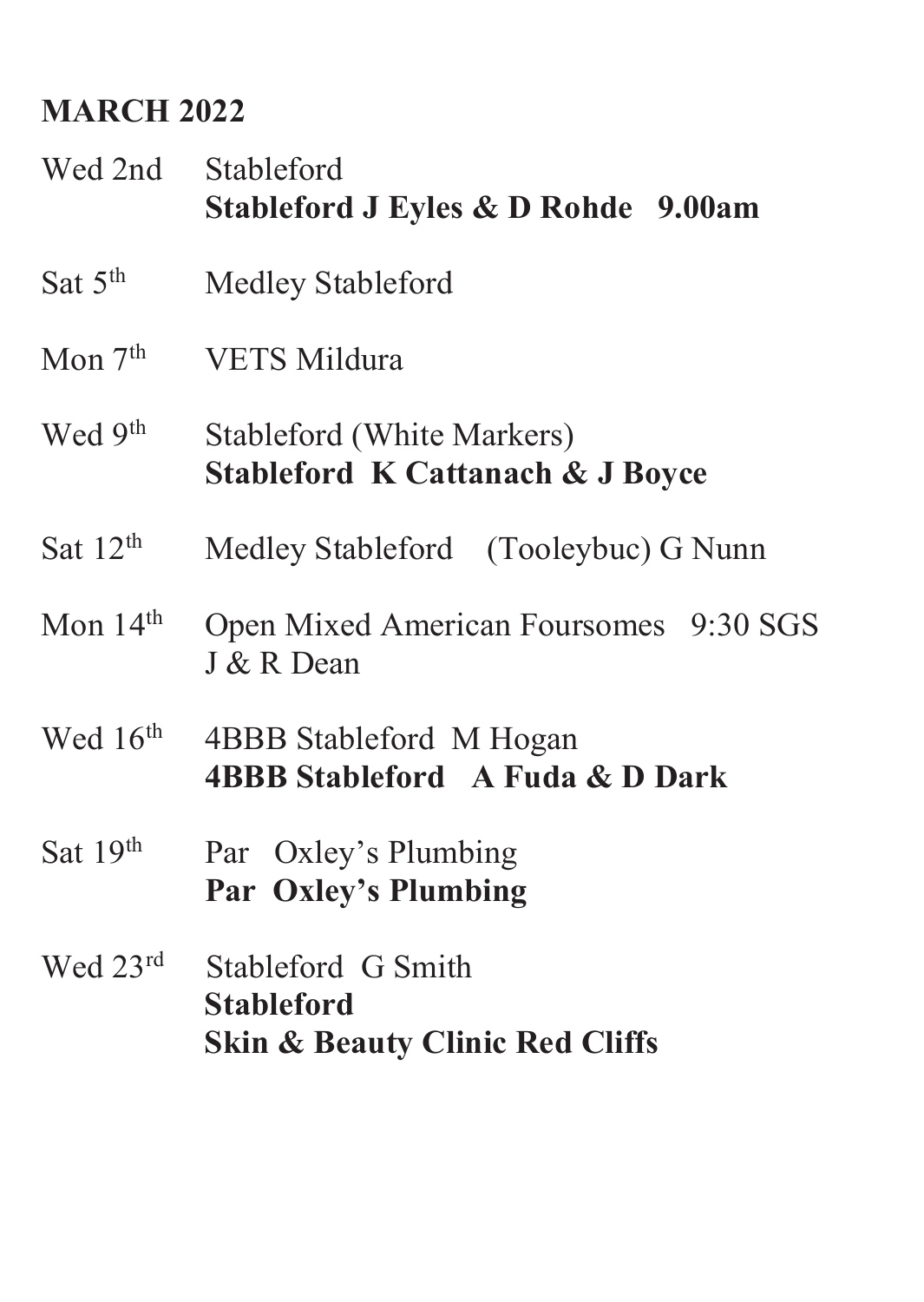**MARCH 2022**

| | |
|---|---|
| Wed 2nd | Stableford<br>**Stableford J Eyles & D Rohde 9.00am** |
| Sat 5th | Medley Stableford |
| Mon 7th | VETS Mildura |
| Wed 9th | Stableford (White Markers)<br>**Stableford K Cattanach & J Boyce** |
| Sat 12th | Medley Stableford (Tooleybuc) G Nunn |
| Mon 14th | Open Mixed American Foursomes 9:30 SGS<br>J & R Dean |
| Wed 16th | 4BBB Stableford M Hogan<br>**4BBB Stableford A Fuda & D Dark** |
| Sat 19th | Par Oxley's Plumbing<br>**Par Oxley's Plumbing** |
| Wed 23rd | Stableford G Smith<br>**Stableford**<br>**Skin & Beauty Clinic Red Cliffs** |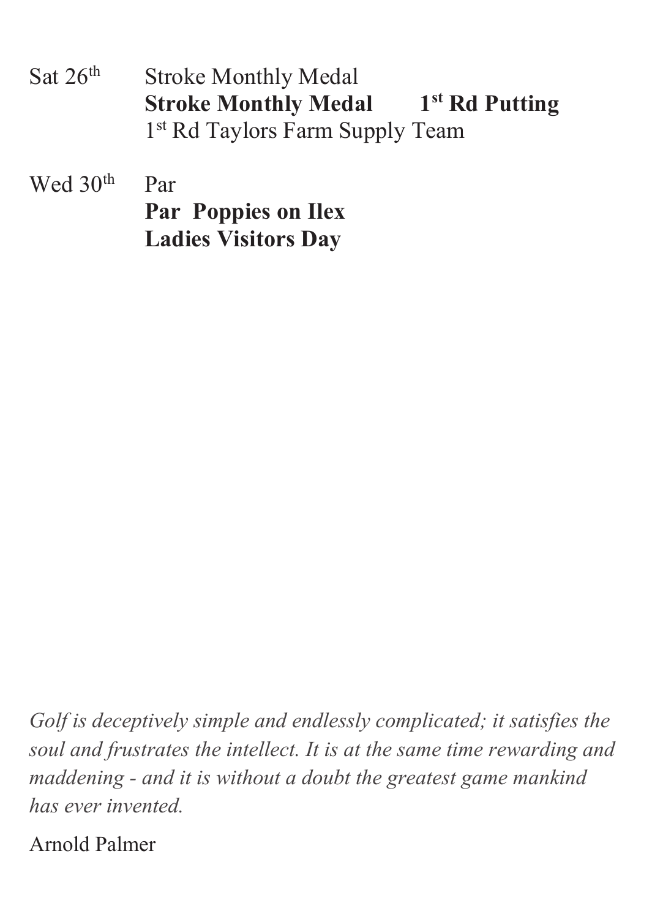Sat 26th Stroke Monthly Medal
**Stroke Monthly Medal 1st Rd Putting**
1st Rd Taylors Farm Supply Team

Wed 30th Par
**Par Poppies on Ilex**
**Ladies Visitors Day**

*Golf is deceptively simple and endlessly complicated; it satisfies the soul and frustrates the intellect. It is at the same time rewarding and maddening - and it is without a doubt the greatest game mankind has ever invented.*

Arnold Palmer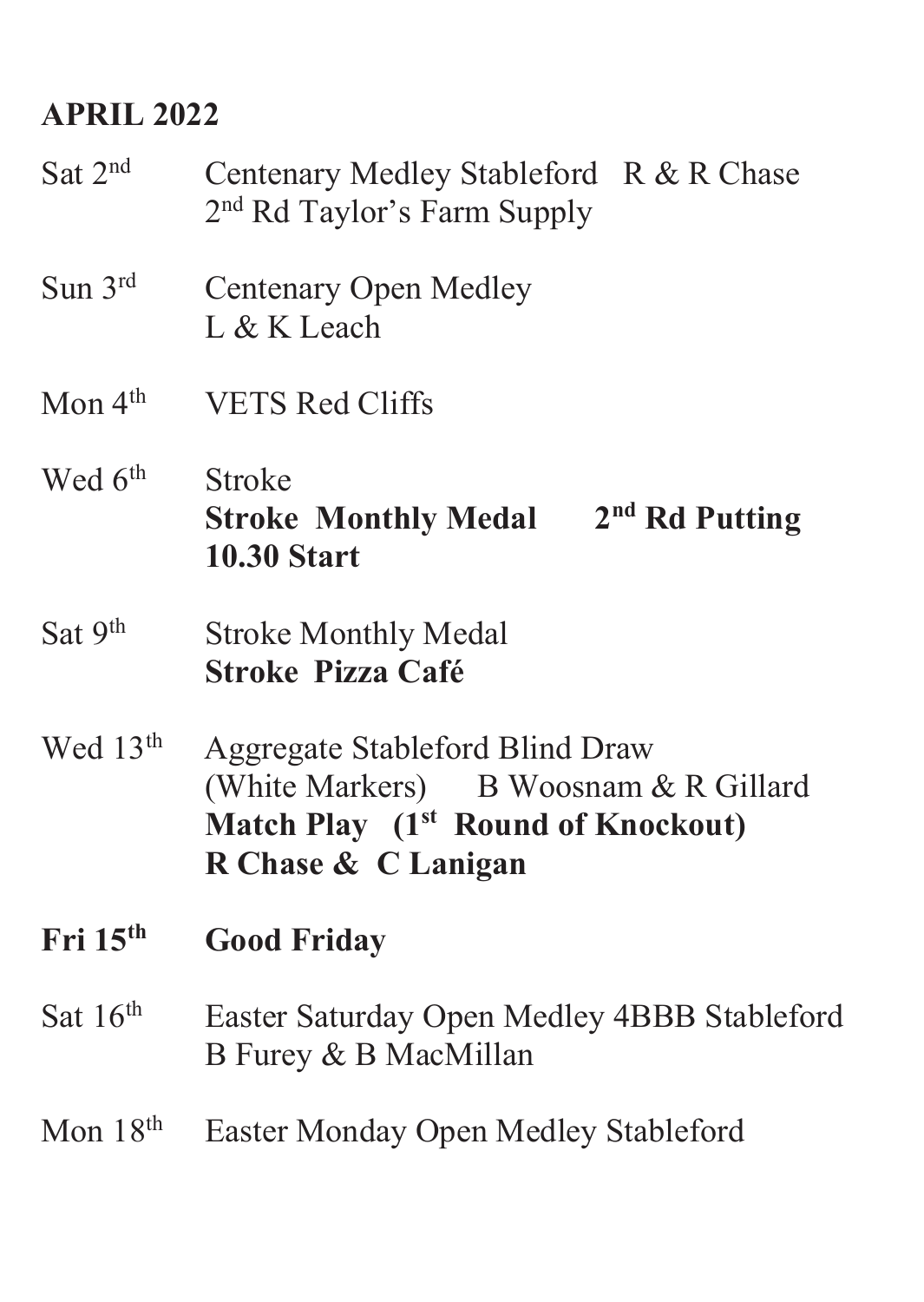**APRIL 2022**

| | |
|---|---|
| Sat 2nd | Centenary Medley Stableford R & R Chase<br>2nd Rd Taylor's Farm Supply |
| Sun 3rd | Centenary Open Medley<br>L & K Leach |
| Mon 4th | VETS Red Cliffs |
| Wed 6th | Stroke<br>**Stroke Monthly Medal 2nd Rd Putting**<br>**10.30 Start** |
| Sat 9th | Stroke Monthly Medal<br>**Stroke Pizza Café** |
| Wed 13th | Aggregate Stableford Blind Draw<br>(White Markers) B Woosnam & R Gillard<br>**Match Play (1st Round of Knockout)**<br>**R Chase & C Lanigan** |
| **Fri 15th** | **Good Friday** |
| Sat 16th | Easter Saturday Open Medley 4BBB Stableford<br>B Furey & B MacMillan |
| Mon 18th | Easter Monday Open Medley Stableford |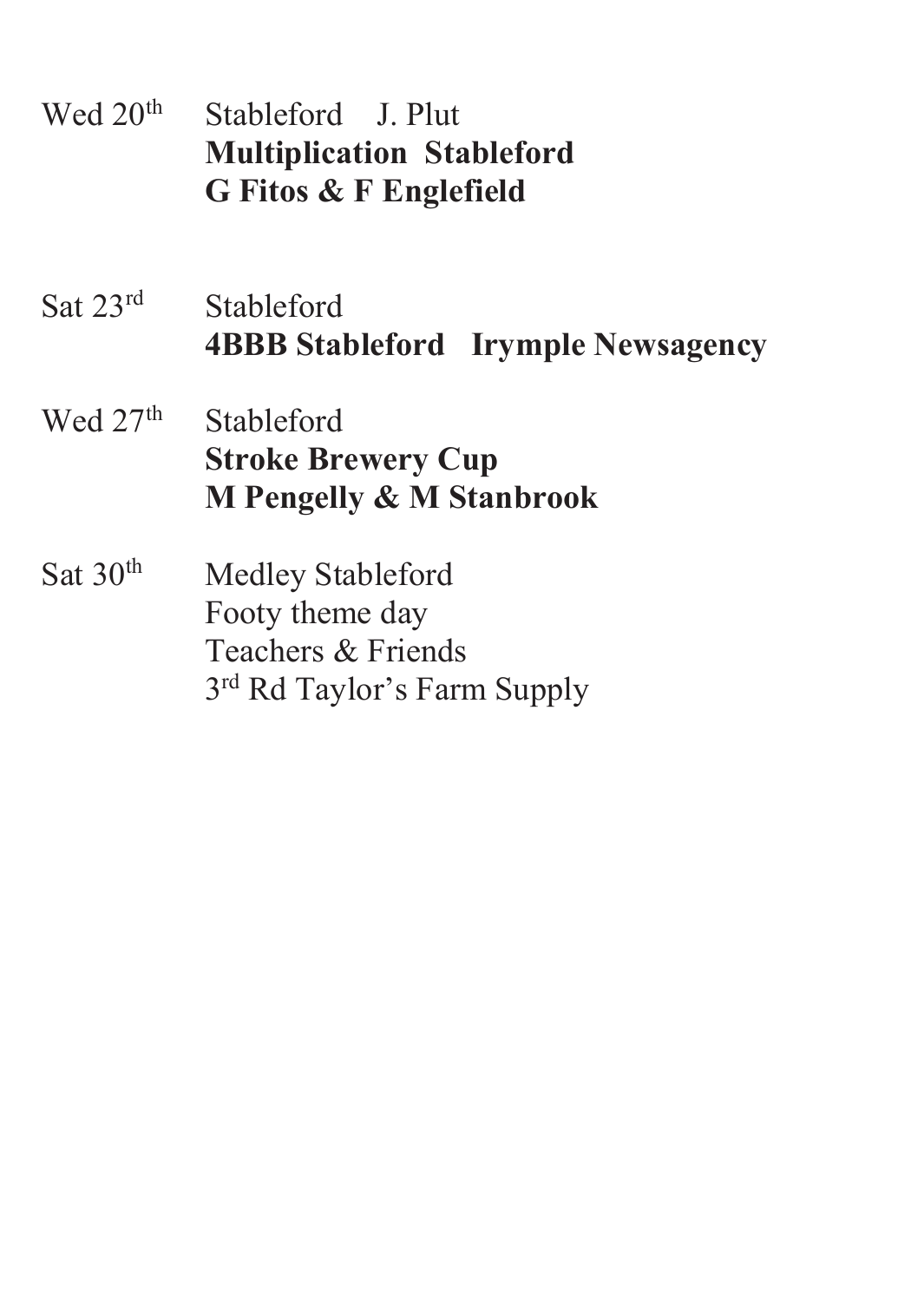Wed 20th Stableford J. Plut
**Multiplication Stableford**
**G Fitos & F Englefield**

Sat 23rd Stableford
**4BBB Stableford Irymple Newsagency**

Wed 27th Stableford
**Stroke Brewery Cup**
**M Pengelly & M Stanbrook**

Sat 30th Medley Stableford
Footy theme day
Teachers & Friends
3rd Rd Taylor's Farm Supply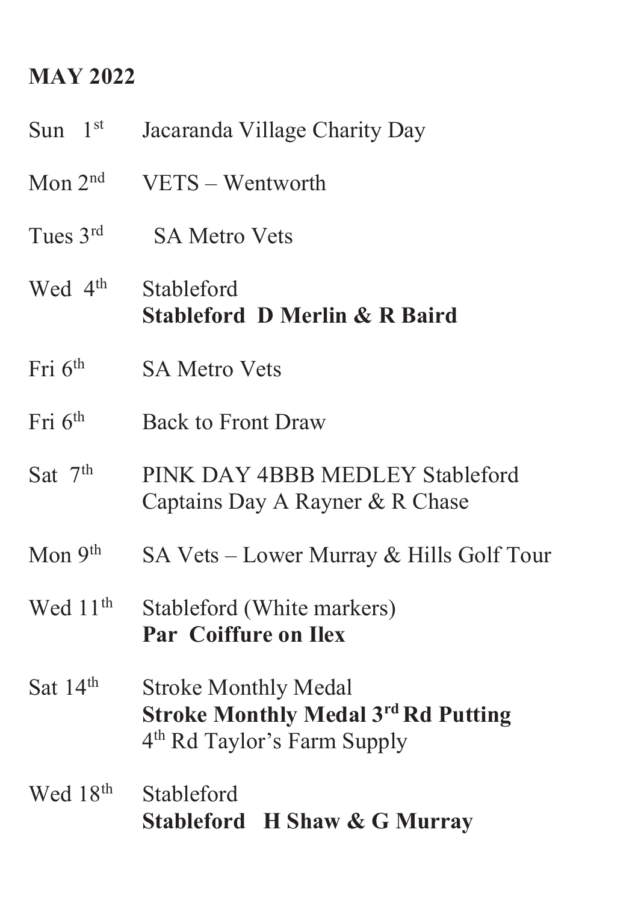## MAY 2022

| | |
|---|---|
| Sun 1st | Jacaranda Village Charity Day |
| Mon 2nd | VETS – Wentworth |
| Tues 3rd | SA Metro Vets |
| Wed 4th | Stableford<br>**Stableford D Merlin & R Baird** |
| Fri 6th | SA Metro Vets |
| Fri 6th | Back to Front Draw |
| Sat 7th | PINK DAY 4BBB MEDLEY Stableford<br>Captains Day A Rayner & R Chase |
| Mon 9th | SA Vets – Lower Murray & Hills Golf Tour |
| Wed 11th | Stableford (White markers)<br>**Par Coiffure on Ilex** |
| Sat 14th | Stroke Monthly Medal<br>**Stroke Monthly Medal 3rd Rd Putting**<br>4th Rd Taylor's Farm Supply |
| Wed 18th | Stableford<br>**Stableford H Shaw & G Murray** |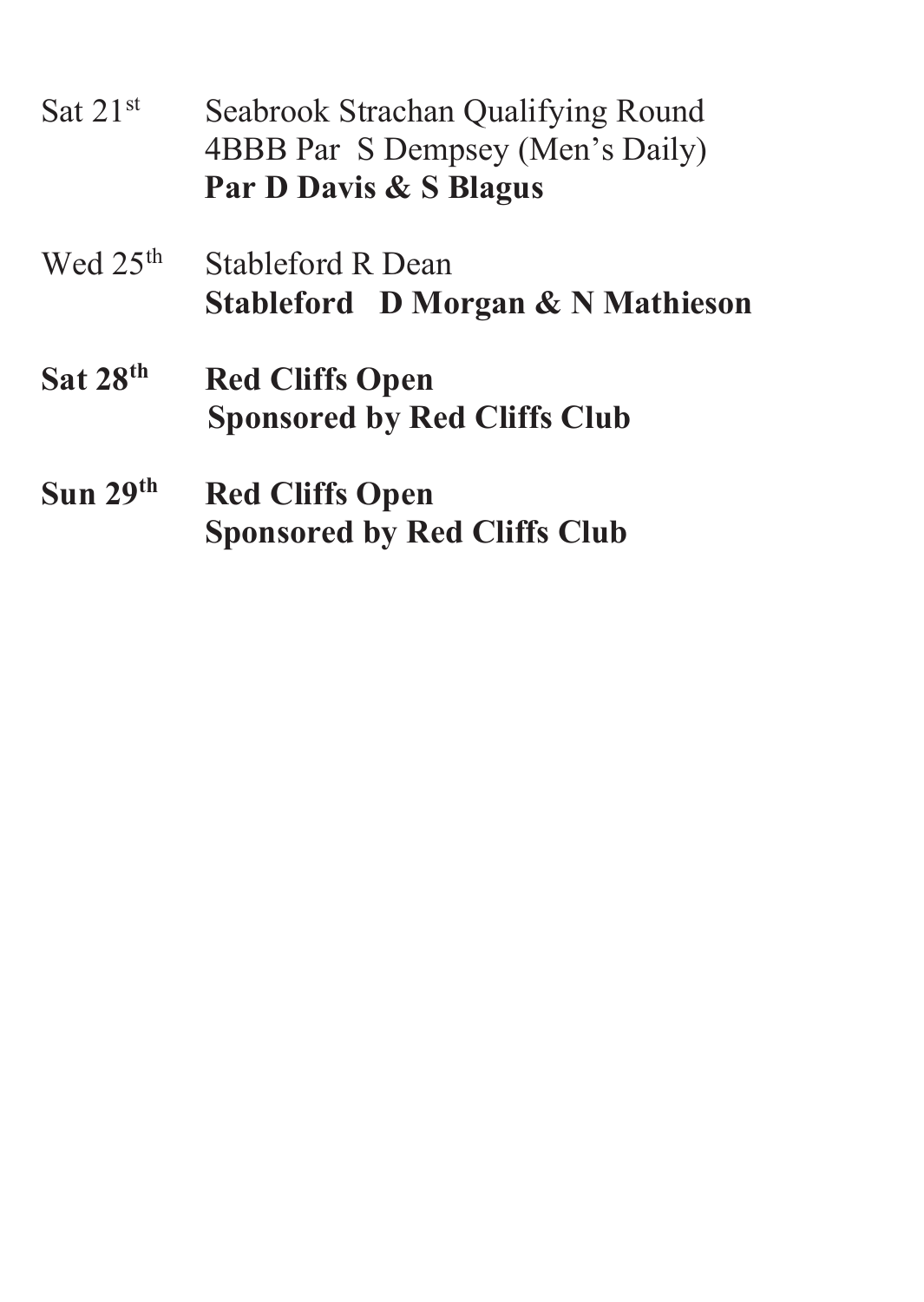Sat 21st Seabrook Strachan Qualifying Round
4BBB Par S Dempsey (Men's Daily)
**Par D Davis & S Blagus**

Wed 25th Stableford R Dean
**Stableford D Morgan & N Mathieson**

**Sat 28th Red Cliffs Open**
**Sponsored by Red Cliffs Club**

**Sun 29th Red Cliffs Open**
**Sponsored by Red Cliffs Club**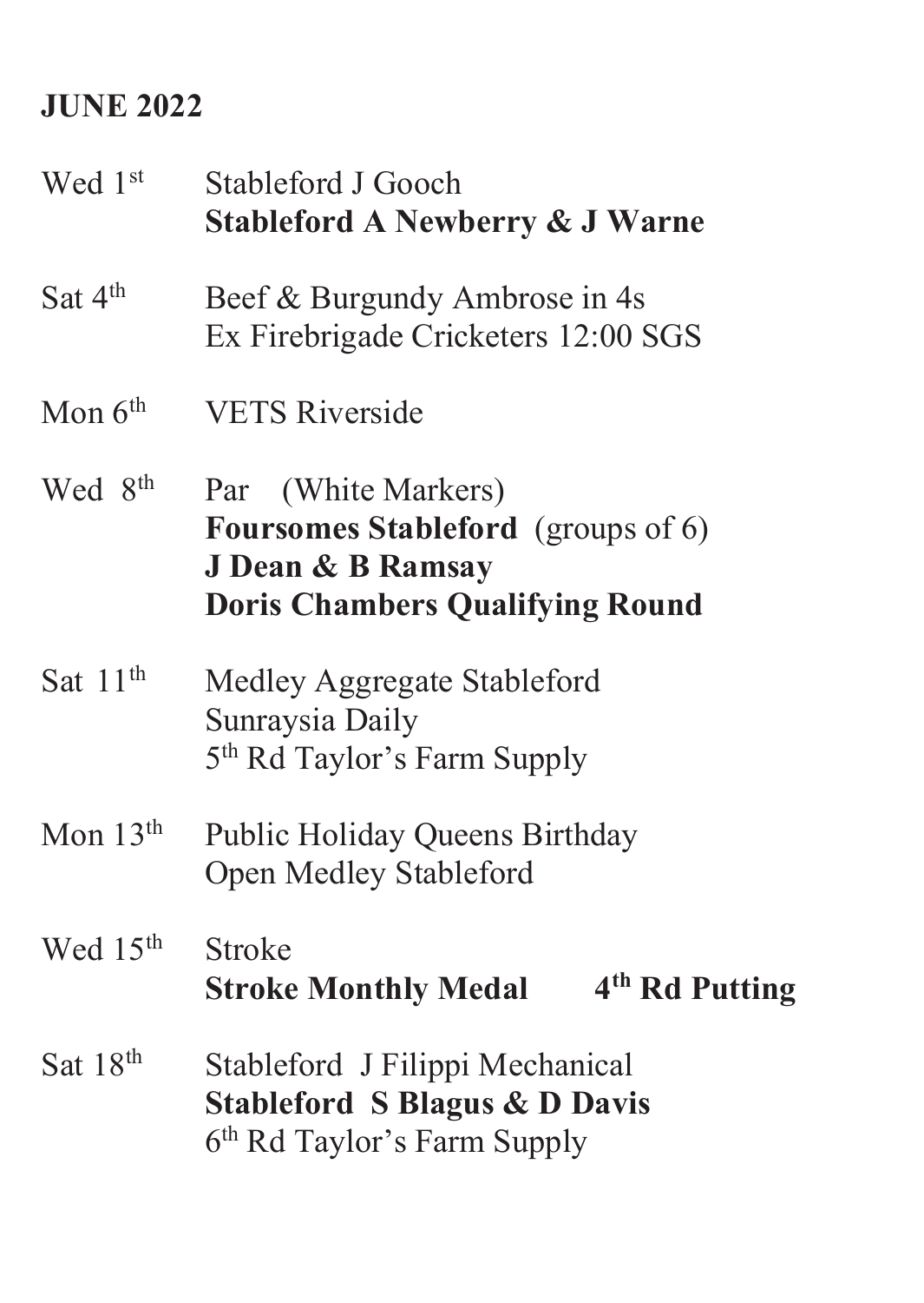**JUNE 2022**

| | |
|---|---|
| Wed 1st | Stableford J Gooch<br>**Stableford A Newberry & J Warne** |
| Sat 4th | Beef & Burgundy Ambrose in 4s<br>Ex Firebrigade Cricketers 12:00 SGS |
| Mon 6th | VETS Riverside |
| Wed 8th | Par (White Markers)<br>**Foursomes Stableford** (groups of 6)<br>**J Dean & B Ramsay**<br>**Doris Chambers Qualifying Round** |
| Sat 11th | Medley Aggregate Stableford<br>Sunraysia Daily<br>5th Rd Taylor's Farm Supply |
| Mon 13th | Public Holiday Queens Birthday<br>Open Medley Stableford |
| Wed 15th | Stroke<br>**Stroke Monthly Medal 4th Rd Putting** |
| Sat 18th | Stableford J Filippi Mechanical<br>**Stableford S Blagus & D Davis**<br>6th Rd Taylor's Farm Supply |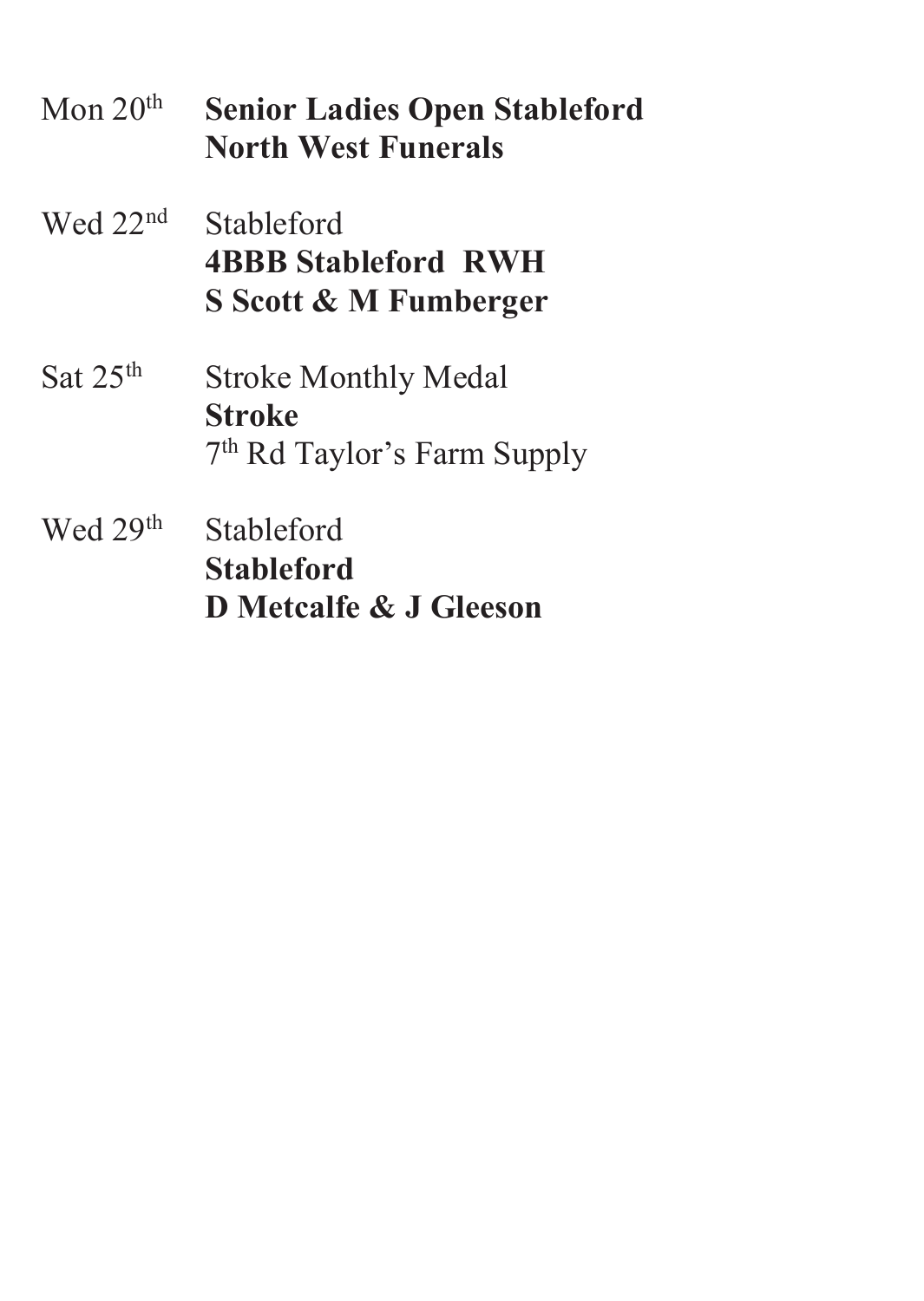| | |
|---|---|
| Mon 20th | **Senior Ladies Open Stableford**<br>**North West Funerals** |
| Wed 22nd | Stableford<br>**4BBB Stableford RWH**<br>**S Scott & M Fumberger** |
| Sat 25th | Stroke Monthly Medal<br>**Stroke**<br>7th Rd Taylor's Farm Supply |
| Wed 29th | Stableford<br>**Stableford**<br>**D Metcalfe & J Gleeson** |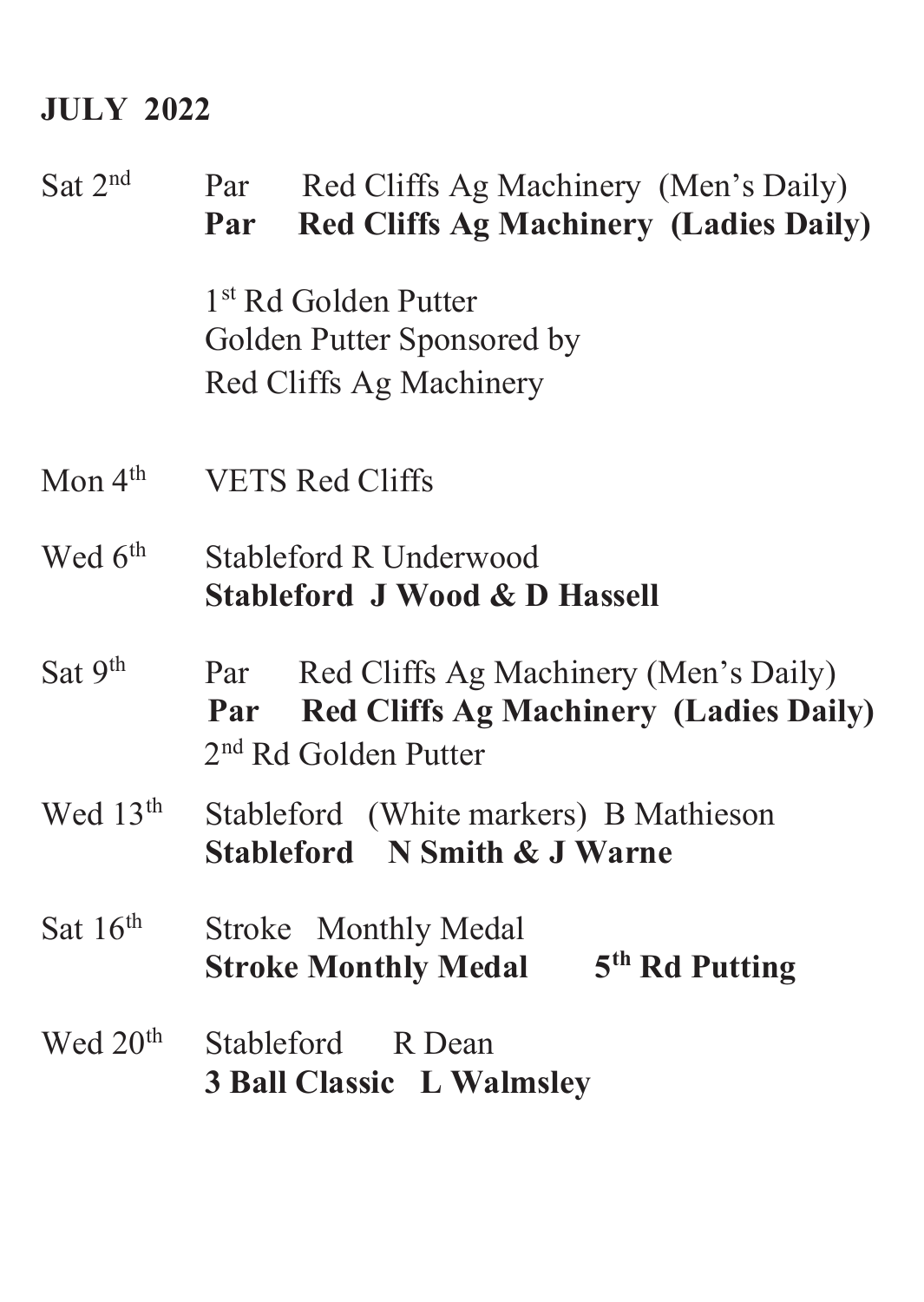## JULY 2022

| | |
|---|---|
| Sat 2nd | Par Red Cliffs Ag Machinery (Men's Daily)<br>**Par Red Cliffs Ag Machinery (Ladies Daily)**<br><br>1st Rd Golden Putter<br>Golden Putter Sponsored by<br>Red Cliffs Ag Machinery |
| Mon 4th | VETS Red Cliffs |
| Wed 6th | Stableford R Underwood<br>**Stableford J Wood & D Hassell** |
| Sat 9th | Par Red Cliffs Ag Machinery (Men's Daily)<br>**Par Red Cliffs Ag Machinery (Ladies Daily)**<br>2nd Rd Golden Putter |
| Wed 13th | Stableford (White markers) B Mathieson<br>**Stableford N Smith & J Warne** |
| Sat 16th | Stroke Monthly Medal<br>**Stroke Monthly Medal 5th Rd Putting** |
| Wed 20th | Stableford R Dean<br>**3 Ball Classic L Walmsley** |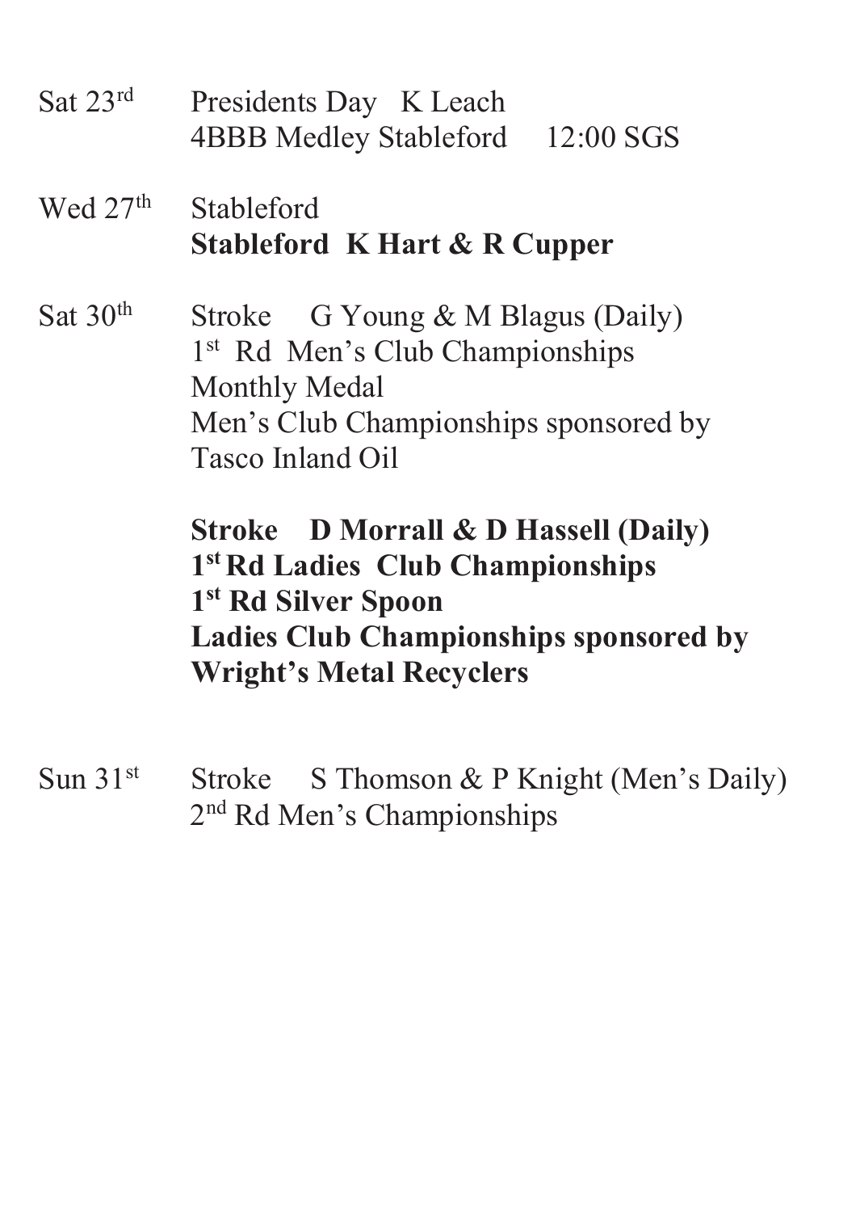Sat 23rd    Presidents Day   K Leach
4BBB Medley Stableford    12:00 SGS

Wed 27th    Stableford
**Stableford  K Hart & R Cupper**

Sat 30th    Stroke    G Young & M Blagus (Daily)
1st  Rd  Men's Club Championships
Monthly Medal
Men's Club Championships sponsored by
Tasco Inland Oil

**Stroke    D Morrall & D Hassell (Daily)**
**1st Rd Ladies  Club Championships**
**1st Rd Silver Spoon**
**Ladies Club Championships sponsored by**
**Wright's Metal Recyclers**

Sun 31st    Stroke    S Thomson & P Knight (Men's Daily)
2nd Rd Men's Championships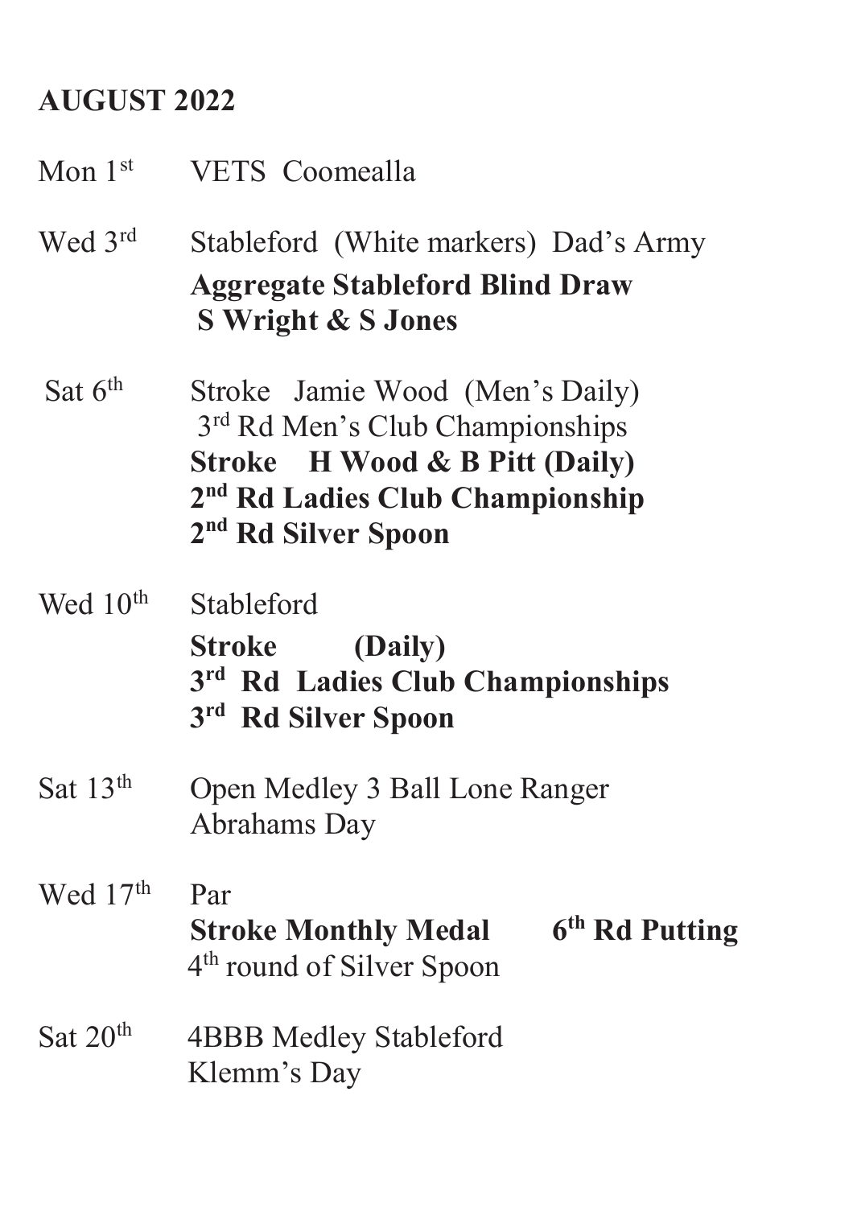# AUGUST 2022

Mon 1st VETS Coomealla

Wed 3rd Stableford (White markers) Dad's Army
**Aggregate Stableford Blind Draw**
**S Wright & S Jones**

Sat 6th Stroke Jamie Wood (Men's Daily)
3rd Rd Men's Club Championships
**Stroke H Wood & B Pitt (Daily)**
**2nd Rd Ladies Club Championship**
**2nd Rd Silver Spoon**

Wed 10th Stableford
**Stroke (Daily)**
**3rd Rd Ladies Club Championships**
**3rd Rd Silver Spoon**

Sat 13th Open Medley 3 Ball Lone Ranger
Abrahams Day

Wed 17th Par
**Stroke Monthly Medal 6th Rd Putting**
4th round of Silver Spoon

Sat 20th 4BBB Medley Stableford
Klemm's Day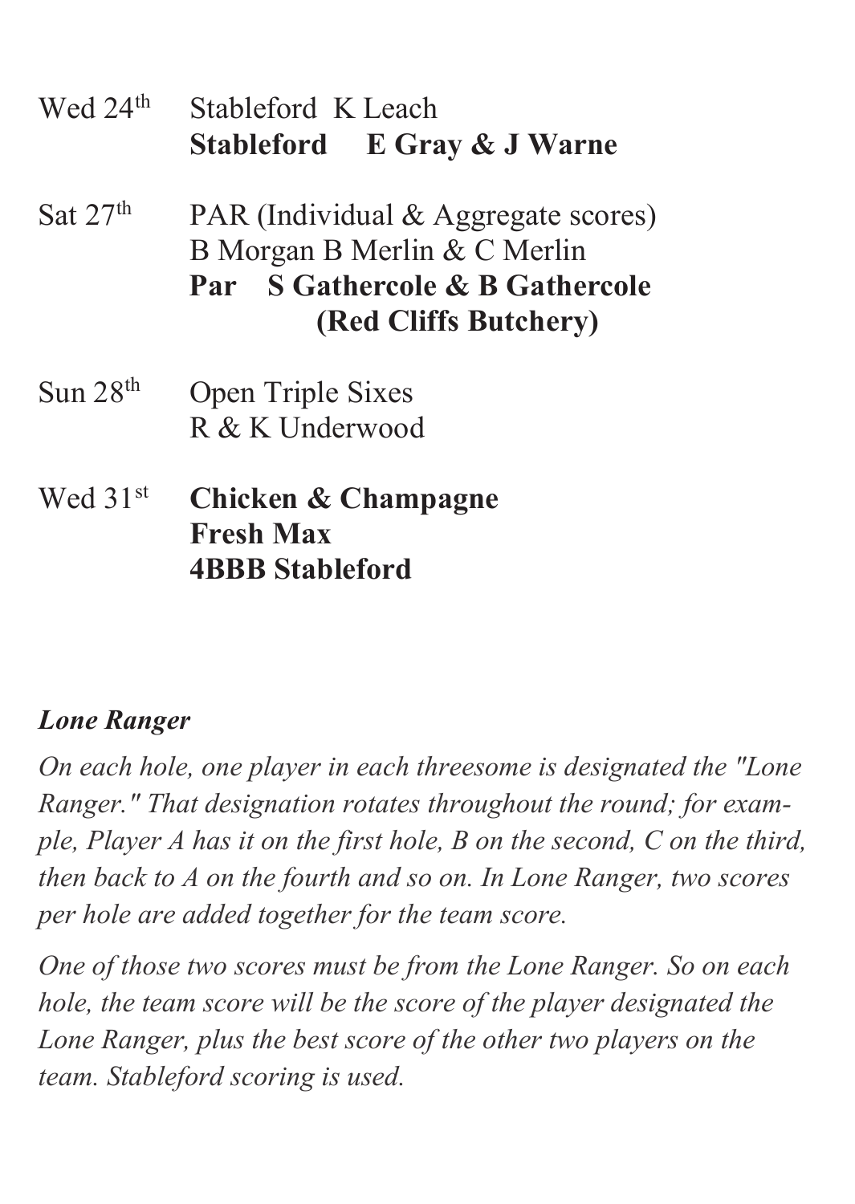Wed 24th Stableford K Leach
**Stableford E Gray & J Warne**

Sat 27th PAR (Individual & Aggregate scores)
B Morgan B Merlin & C Merlin
**Par S Gathercole & B Gathercole**
**(Red Cliffs Butchery)**

Sun 28th Open Triple Sixes
R & K Underwood

Wed 31st **Chicken & Champagne**
**Fresh Max**
**4BBB Stableford**

***Lone Ranger***

*On each hole, one player in each threesome is designated the "Lone Ranger." That designation rotates throughout the round; for example, Player A has it on the first hole, B on the second, C on the third, then back to A on the fourth and so on. In Lone Ranger, two scores per hole are added together for the team score.*

*One of those two scores must be from the Lone Ranger. So on each hole, the team score will be the score of the player designated the Lone Ranger, plus the best score of the other two players on the team. Stableford scoring is used.*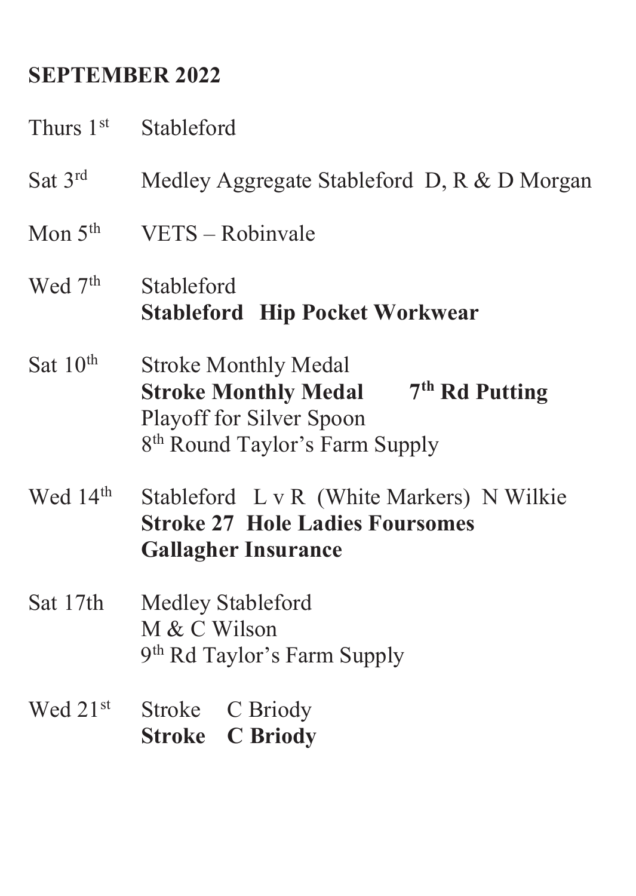**SEPTEMBER 2022**

Thurs 1st Stableford

Sat 3rd Medley Aggregate Stableford D, R & D Morgan

Mon 5th VETS – Robinvale

Wed 7th Stableford
**Stableford Hip Pocket Workwear**

Sat 10th Stroke Monthly Medal
**Stroke Monthly Medal 7th Rd Putting**
Playoff for Silver Spoon
8th Round Taylor's Farm Supply

Wed 14th Stableford L v R (White Markers) N Wilkie
**Stroke 27 Hole Ladies Foursomes**
**Gallagher Insurance**

Sat 17th Medley Stableford
M & C Wilson
9th Rd Taylor's Farm Supply

Wed 21st Stroke C Briody
**Stroke C Briody**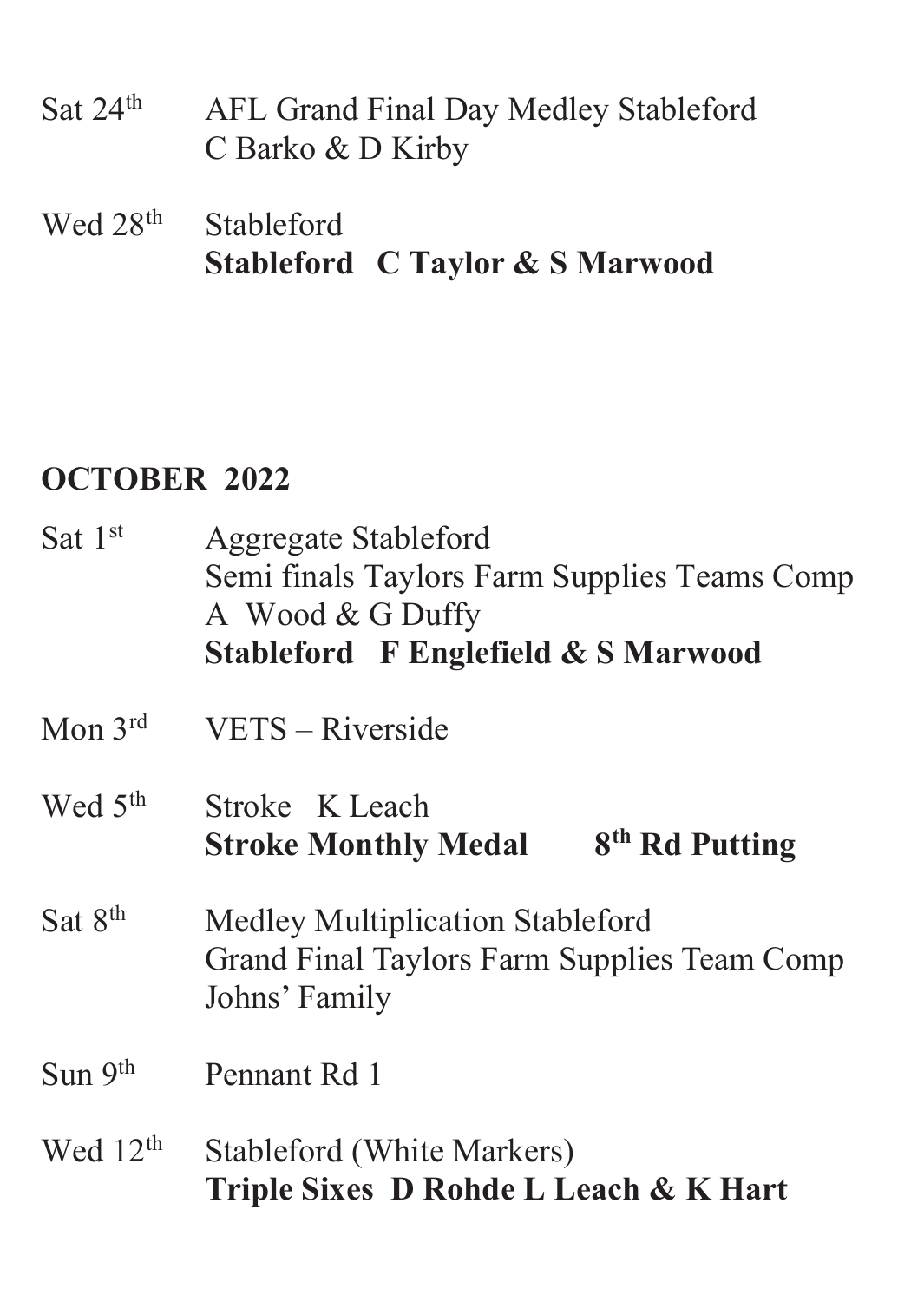Sat 24th AFL Grand Final Day Medley Stableford
C Barko & D Kirby

Wed 28th Stableford
**Stableford C Taylor & S Marwood**

## OCTOBER 2022

Sat 1st Aggregate Stableford
Semi finals Taylors Farm Supplies Teams Comp
A Wood & G Duffy
**Stableford F Englefield & S Marwood**

Mon 3rd VETS – Riverside

Wed 5th Stroke K Leach
**Stroke Monthly Medal 8th Rd Putting**

Sat 8th Medley Multiplication Stableford
Grand Final Taylors Farm Supplies Team Comp
Johns' Family

Sun 9th Pennant Rd 1

Wed 12th Stableford (White Markers)
**Triple Sixes D Rohde L Leach & K Hart**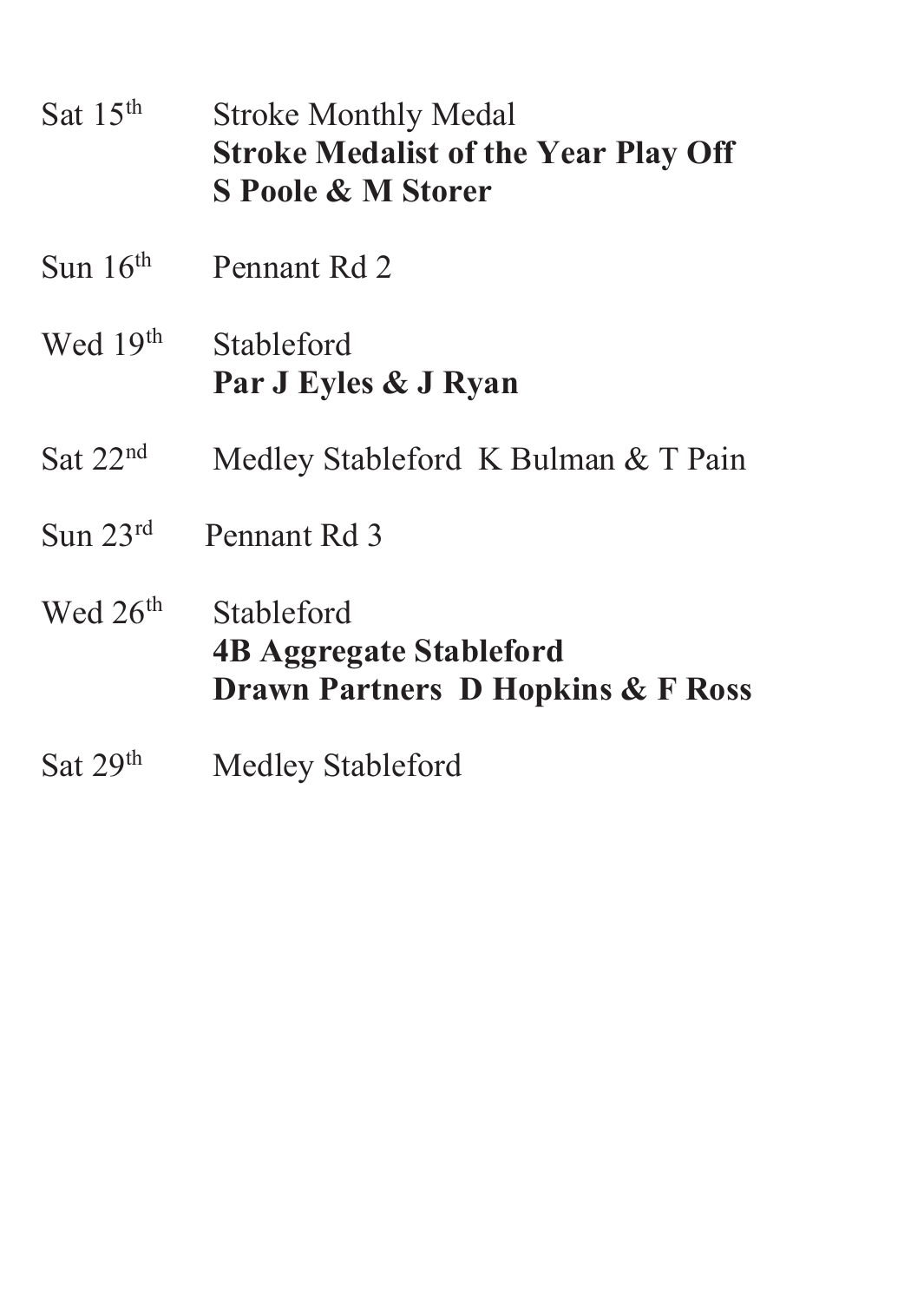Sat 15th Stroke Monthly Medal
**Stroke Medalist of the Year Play Off**
**S Poole & M Storer**

Sun 16th Pennant Rd 2

Wed 19th Stableford
**Par J Eyles & J Ryan**

Sat 22nd Medley Stableford K Bulman & T Pain

Sun 23rd Pennant Rd 3

Wed 26th Stableford
**4B Aggregate Stableford**
**Drawn Partners D Hopkins & F Ross**

Sat 29th Medley Stableford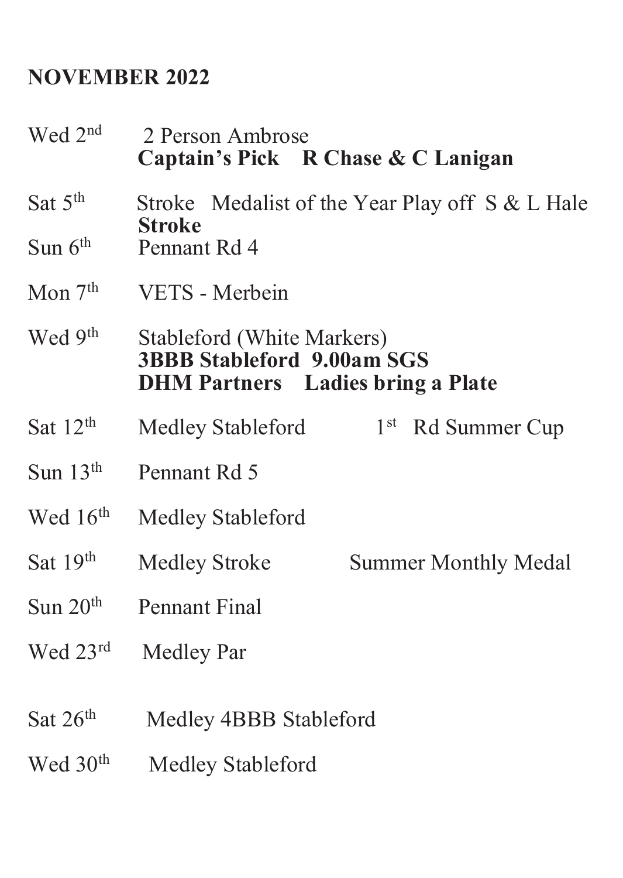## NOVEMBER 2022

| | | |
|---|---|---|
| Wed 2nd | 2 Person Ambrose<br>**Captain's Pick R Chase & C Lanigan** | |
| Sat 5th | Stroke Medalist of the Year Play off S & L Hale<br>**Stroke** | |
| Sun 6th | Pennant Rd 4 | |
| Mon 7th | VETS - Merbein | |
| Wed 9th | Stableford (White Markers)<br>**3BBB Stableford 9.00am SGS**<br>**DHM Partners Ladies bring a Plate** | |
| Sat 12th | Medley Stableford | 1st Rd Summer Cup |
| Sun 13th | Pennant Rd 5 | |
| Wed 16th | Medley Stableford | |
| Sat 19th | Medley Stroke | Summer Monthly Medal |
| Sun 20th | Pennant Final | |
| Wed 23rd | Medley Par | |
| Sat 26th | Medley 4BBB Stableford | |
| Wed 30th | Medley Stableford | |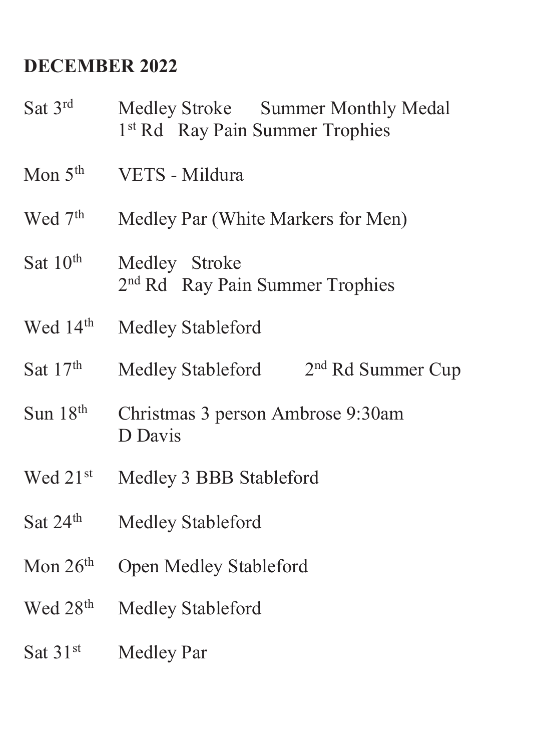## DECEMBER 2022

| | |
|---|---|
| Sat 3rd | Medley Stroke Summer Monthly Medal<br>1st Rd Ray Pain Summer Trophies |
| Mon 5th | VETS - Mildura |
| Wed 7th | Medley Par (White Markers for Men) |
| Sat 10th | Medley Stroke<br>2nd Rd Ray Pain Summer Trophies |
| Wed 14th | Medley Stableford |
| Sat 17th | Medley Stableford 2nd Rd Summer Cup |
| Sun 18th | Christmas 3 person Ambrose 9:30am<br>D Davis |
| Wed 21st | Medley 3 BBB Stableford |
| Sat 24th | Medley Stableford |
| Mon 26th | Open Medley Stableford |
| Wed 28th | Medley Stableford |
| Sat 31st | Medley Par |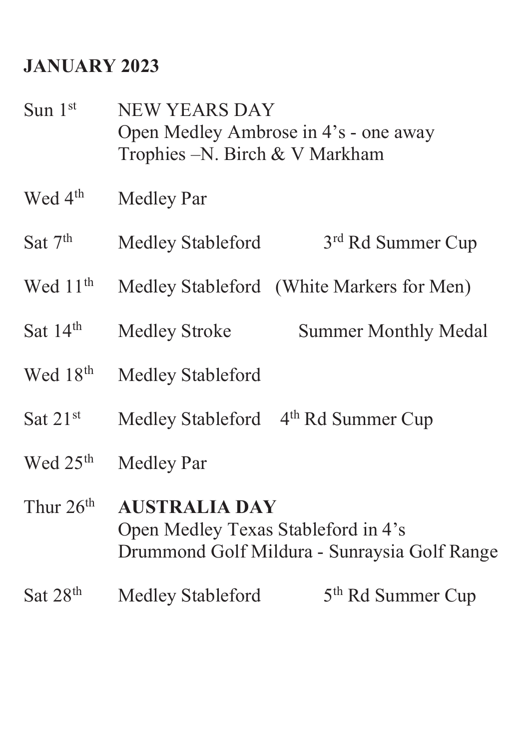**JANUARY 2023**

| | | |
|---|---|---|
| Sun 1st | NEW YEARS DAY<br>Open Medley Ambrose in 4's - one away<br>Trophies –N. Birch & V Markham | |
| Wed 4th | Medley Par | |
| Sat 7th | Medley Stableford | 3rd Rd Summer Cup |
| Wed 11th | Medley Stableford | (White Markers for Men) |
| Sat 14th | Medley Stroke | Summer Monthly Medal |
| Wed 18th | Medley Stableford | |
| Sat 21st | Medley Stableford | 4th Rd Summer Cup |
| Wed 25th | Medley Par | |
| Thur 26th | **AUSTRALIA DAY**<br>Open Medley Texas Stableford in 4's<br>Drummond Golf Mildura - Sunraysia Golf Range | |
| Sat 28th | Medley Stableford | 5th Rd Summer Cup |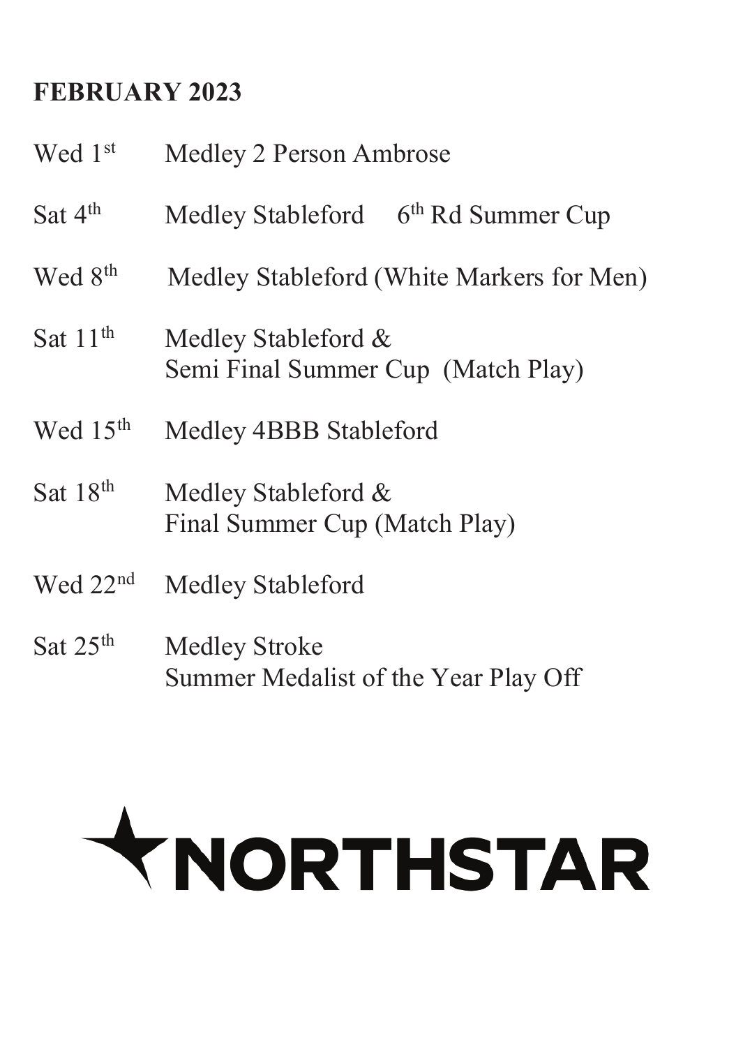**FEBRUARY 2023**

| | |
|---|---|
| Wed 1st | Medley 2 Person Ambrose |
| Sat 4th | Medley Stableford 6th Rd Summer Cup |
| Wed 8th | Medley Stableford (White Markers for Men) |
| Sat 11th | Medley Stableford & Semi Final Summer Cup (Match Play) |
| Wed 15th | Medley 4BBB Stableford |
| Sat 18th | Medley Stableford & Final Summer Cup (Match Play) |
| Wed 22nd | Medley Stableford |
| Sat 25th | Medley Stroke Summer Medalist of the Year Play Off |

NORTHSTAR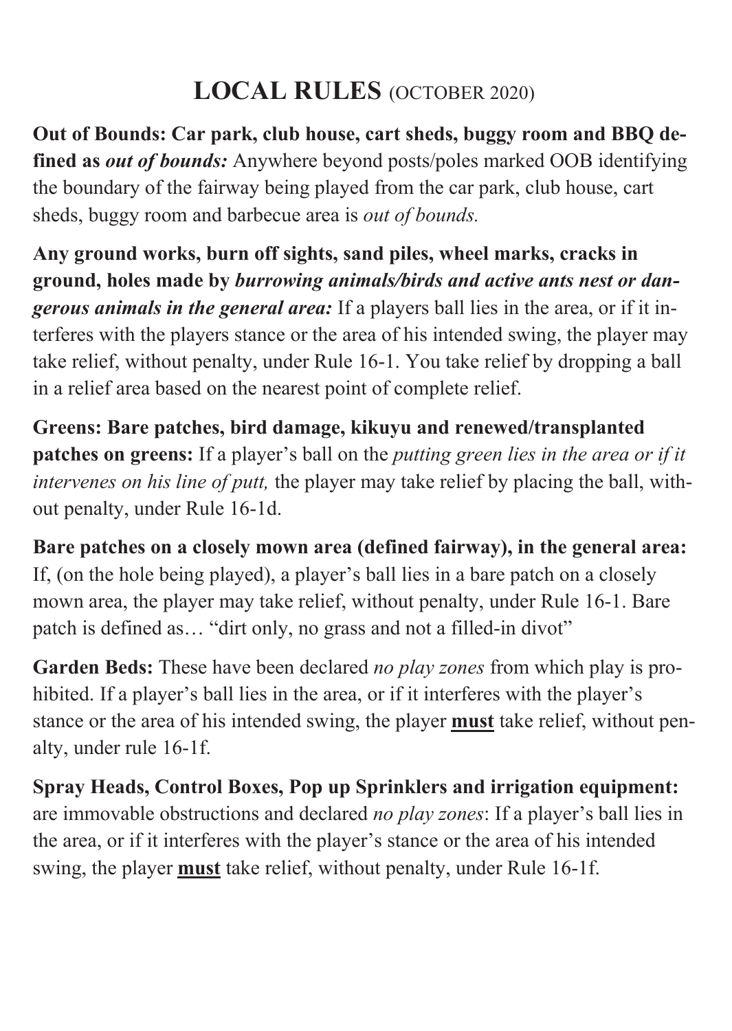# LOCAL RULES (OCTOBER 2020)

**Out of Bounds: Car park, club house, cart sheds, buggy room and BBQ defined as *out of bounds:*** Anywhere beyond posts/poles marked OOB identifying the boundary of the fairway being played from the car park, club house, cart sheds, buggy room and barbecue area is *out of bounds.*

**Any ground works, burn off sights, sand piles, wheel marks, cracks in ground, holes made by *burrowing animals/birds and active ants nest or dangerous animals in the general area:*** If a players ball lies in the area, or if it interferes with the players stance or the area of his intended swing, the player may take relief, without penalty, under Rule 16-1. You take relief by dropping a ball in a relief area based on the nearest point of complete relief.

**Greens: Bare patches, bird damage, kikuyu and renewed/transplanted patches on greens:** If a player's ball on the *putting green lies in the area or if it intervenes on his line of putt,* the player may take relief by placing the ball, without penalty, under Rule 16-1d.

**Bare patches on a closely mown area (defined fairway), in the general area:** If, (on the hole being played), a player's ball lies in a bare patch on a closely mown area, the player may take relief, without penalty, under Rule 16-1. Bare patch is defined as… "dirt only, no grass and not a filled-in divot"

**Garden Beds:** These have been declared *no play zones* from which play is prohibited. If a player's ball lies in the area, or if it interferes with the player's stance or the area of his intended swing, the player **must** take relief, without penalty, under rule 16-1f.

**Spray Heads, Control Boxes, Pop up Sprinklers and irrigation equipment:** are immovable obstructions and declared *no play zones*: If a player's ball lies in the area, or if it interferes with the player's stance or the area of his intended swing, the player **must** take relief, without penalty, under Rule 16-1f.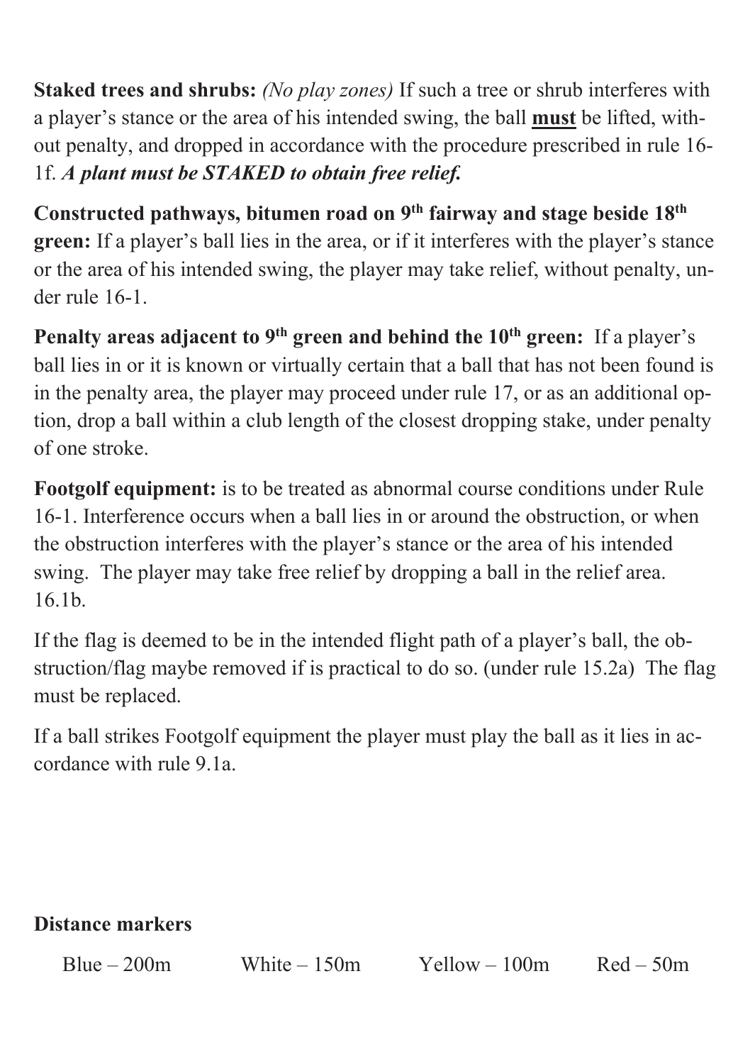**Staked trees and shrubs:** *(No play zones)* If such a tree or shrub interferes with a player's stance or the area of his intended swing, the ball **must** be lifted, without penalty, and dropped in accordance with the procedure prescribed in rule 16-1f. ***A plant must be STAKED to obtain free relief.***

**Constructed pathways, bitumen road on 9th fairway and stage beside 18th green:** If a player's ball lies in the area, or if it interferes with the player's stance or the area of his intended swing, the player may take relief, without penalty, under rule 16-1.

**Penalty areas adjacent to 9th green and behind the 10th green:** If a player's ball lies in or it is known or virtually certain that a ball that has not been found is in the penalty area, the player may proceed under rule 17, or as an additional option, drop a ball within a club length of the closest dropping stake, under penalty of one stroke.

**Footgolf equipment:** is to be treated as abnormal course conditions under Rule 16-1. Interference occurs when a ball lies in or around the obstruction, or when the obstruction interferes with the player's stance or the area of his intended swing. The player may take free relief by dropping a ball in the relief area. 16.1b.

If the flag is deemed to be in the intended flight path of a player's ball, the obstruction/flag maybe removed if is practical to do so. (under rule 15.2a) The flag must be replaced.

If a ball strikes Footgolf equipment the player must play the ball as it lies in accordance with rule 9.1a.

**Distance markers**

Blue – 200m  White – 150m  Yellow – 100m  Red – 50m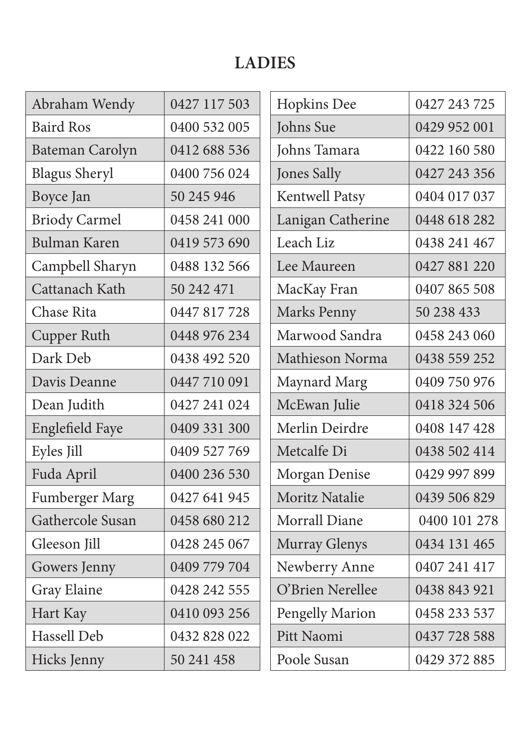# LADIES

| | |
|---|---|
| Abraham Wendy | 0427 117 503 |
| Baird Ros | 0400 532 005 |
| Bateman Carolyn | 0412 688 536 |
| Blagus Sheryl | 0400 756 024 |
| Boyce Jan | 50 245 946 |
| Briody Carmel | 0458 241 000 |
| Bulman Karen | 0419 573 690 |
| Campbell Sharyn | 0488 132 566 |
| Cattanach Kath | 50 242 471 |
| Chase Rita | 0447 817 728 |
| Cupper Ruth | 0448 976 234 |
| Dark Deb | 0438 492 520 |
| Davis Deanne | 0447 710 091 |
| Dean Judith | 0427 241 024 |
| Englefield Faye | 0409 331 300 |
| Eyles Jill | 0409 527 769 |
| Fuda April | 0400 236 530 |
| Fumberger Marg | 0427 641 945 |
| Gathercole Susan | 0458 680 212 |
| Gleeson Jill | 0428 245 067 |
| Gowers Jenny | 0409 779 704 |
| Gray Elaine | 0428 242 555 |
| Hart Kay | 0410 093 256 |
| Hassell Deb | 0432 828 022 |
| Hicks Jenny | 50 241 458 |
| Hopkins Dee | 0427 243 725 |
| Johns Sue | 0429 952 001 |
| Johns Tamara | 0422 160 580 |
| Jones Sally | 0427 243 356 |
| Kentwell Patsy | 0404 017 037 |
| Lanigan Catherine | 0448 618 282 |
| Leach Liz | 0438 241 467 |
| Lee Maureen | 0427 881 220 |
| MacKay Fran | 0407 865 508 |
| Marks Penny | 50 238 433 |
| Marwood Sandra | 0458 243 060 |
| Mathieson Norma | 0438 559 252 |
| Maynard Marg | 0409 750 976 |
| McEwan Julie | 0418 324 506 |
| Merlin Deirdre | 0408 147 428 |
| Metcalfe Di | 0438 502 414 |
| Morgan Denise | 0429 997 899 |
| Moritz Natalie | 0439 506 829 |
| Morrall Diane | 0400 101 278 |
| Murray Glenys | 0434 131 465 |
| Newberry Anne | 0407 241 417 |
| O'Brien Nerellee | 0438 843 921 |
| Pengelly Marion | 0458 233 537 |
| Pitt Naomi | 0437 728 588 |
| Poole Susan | 0429 372 885 |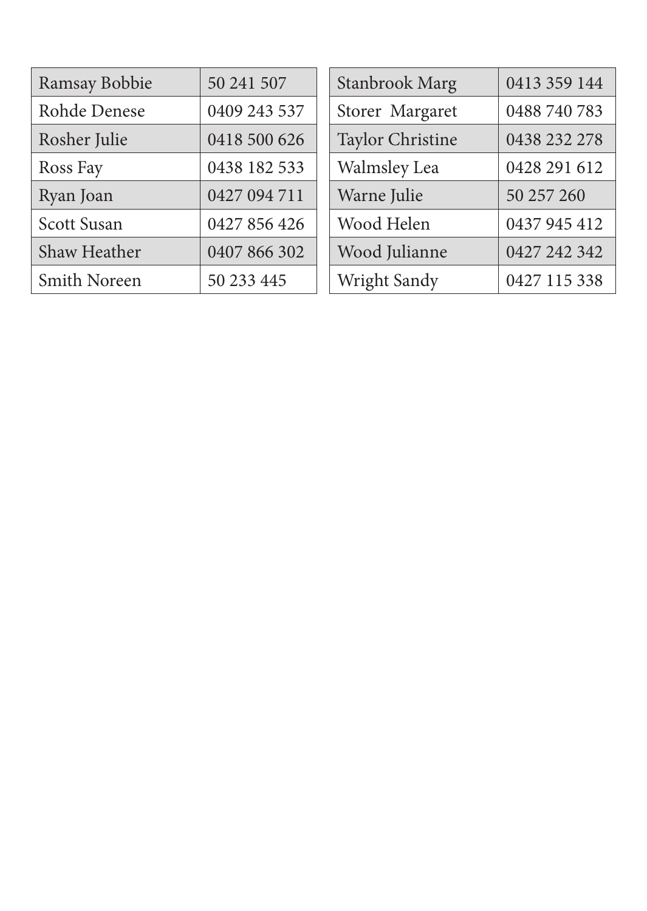| | |
|---|---|
| Ramsay Bobbie | 50 241 507 |
| Rohde Denese | 0409 243 537 |
| Rosher Julie | 0418 500 626 |
| Ross Fay | 0438 182 533 |
| Ryan Joan | 0427 094 711 |
| Scott Susan | 0427 856 426 |
| Shaw Heather | 0407 866 302 |
| Smith Noreen | 50 233 445 |

| | |
|---|---|
| Stanbrook Marg | 0413 359 144 |
| Storer Margaret | 0488 740 783 |
| Taylor Christine | 0438 232 278 |
| Walmsley Lea | 0428 291 612 |
| Warne Julie | 50 257 260 |
| Wood Helen | 0437 945 412 |
| Wood Julianne | 0427 242 342 |
| Wright Sandy | 0427 115 338 |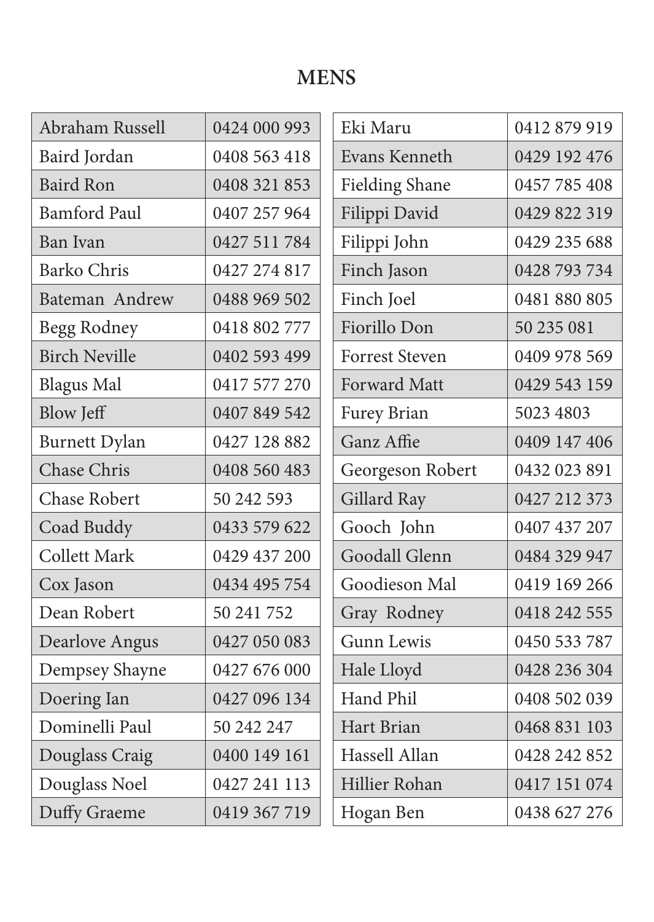# MENS

| | |
|---|---|
| Abraham Russell | 0424 000 993 |
| Baird Jordan | 0408 563 418 |
| Baird Ron | 0408 321 853 |
| Bamford Paul | 0407 257 964 |
| Ban Ivan | 0427 511 784 |
| Barko Chris | 0427 274 817 |
| Bateman Andrew | 0488 969 502 |
| Begg Rodney | 0418 802 777 |
| Birch Neville | 0402 593 499 |
| Blagus Mal | 0417 577 270 |
| Blow Jeff | 0407 849 542 |
| Burnett Dylan | 0427 128 882 |
| Chase Chris | 0408 560 483 |
| Chase Robert | 50 242 593 |
| Coad Buddy | 0433 579 622 |
| Collett Mark | 0429 437 200 |
| Cox Jason | 0434 495 754 |
| Dean Robert | 50 241 752 |
| Dearlove Angus | 0427 050 083 |
| Dempsey Shayne | 0427 676 000 |
| Doering Ian | 0427 096 134 |
| Dominelli Paul | 50 242 247 |
| Douglass Craig | 0400 149 161 |
| Douglass Noel | 0427 241 113 |
| Duffy Graeme | 0419 367 719 |

| | |
|---|---|
| Eki Maru | 0412 879 919 |
| Evans Kenneth | 0429 192 476 |
| Fielding Shane | 0457 785 408 |
| Filippi David | 0429 822 319 |
| Filippi John | 0429 235 688 |
| Finch Jason | 0428 793 734 |
| Finch Joel | 0481 880 805 |
| Fiorillo Don | 50 235 081 |
| Forrest Steven | 0409 978 569 |
| Forward Matt | 0429 543 159 |
| Furey Brian | 5023 4803 |
| Ganz Affie | 0409 147 406 |
| Georgeson Robert | 0432 023 891 |
| Gillard Ray | 0427 212 373 |
| Gooch John | 0407 437 207 |
| Goodall Glenn | 0484 329 947 |
| Goodieson Mal | 0419 169 266 |
| Gray Rodney | 0418 242 555 |
| Gunn Lewis | 0450 533 787 |
| Hale Lloyd | 0428 236 304 |
| Hand Phil | 0408 502 039 |
| Hart Brian | 0468 831 103 |
| Hassell Allan | 0428 242 852 |
| Hillier Rohan | 0417 151 074 |
| Hogan Ben | 0438 627 276 |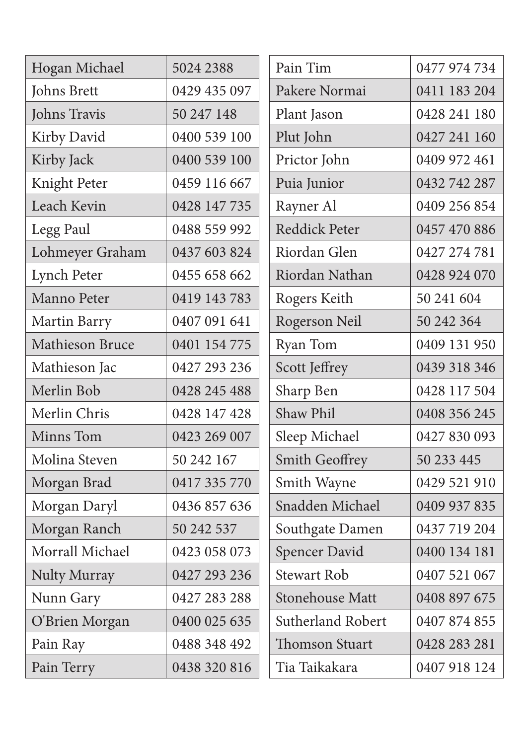| | |
|---|---|
| Hogan Michael | 5024 2388 |
| Johns Brett | 0429 435 097 |
| Johns Travis | 50 247 148 |
| Kirby David | 0400 539 100 |
| Kirby Jack | 0400 539 100 |
| Knight Peter | 0459 116 667 |
| Leach Kevin | 0428 147 735 |
| Legg Paul | 0488 559 992 |
| Lohmeyer Graham | 0437 603 824 |
| Lynch Peter | 0455 658 662 |
| Manno Peter | 0419 143 783 |
| Martin Barry | 0407 091 641 |
| Mathieson Bruce | 0401 154 775 |
| Mathieson Jac | 0427 293 236 |
| Merlin Bob | 0428 245 488 |
| Merlin Chris | 0428 147 428 |
| Minns Tom | 0423 269 007 |
| Molina Steven | 50 242 167 |
| Morgan Brad | 0417 335 770 |
| Morgan Daryl | 0436 857 636 |
| Morgan Ranch | 50 242 537 |
| Morrall Michael | 0423 058 073 |
| Nulty Murray | 0427 293 236 |
| Nunn Gary | 0427 283 288 |
| O'Brien Morgan | 0400 025 635 |
| Pain Ray | 0488 348 492 |
| Pain Terry | 0438 320 816 |

| | |
|---|---|
| Pain Tim | 0477 974 734 |
| Pakere Normai | 0411 183 204 |
| Plant Jason | 0428 241 180 |
| Plut John | 0427 241 160 |
| Prictor John | 0409 972 461 |
| Puia Junior | 0432 742 287 |
| Rayner Al | 0409 256 854 |
| Reddick Peter | 0457 470 886 |
| Riordan Glen | 0427 274 781 |
| Riordan Nathan | 0428 924 070 |
| Rogers Keith | 50 241 604 |
| Rogerson Neil | 50 242 364 |
| Ryan Tom | 0409 131 950 |
| Scott Jeffrey | 0439 318 346 |
| Sharp Ben | 0428 117 504 |
| Shaw Phil | 0408 356 245 |
| Sleep Michael | 0427 830 093 |
| Smith Geoffrey | 50 233 445 |
| Smith Wayne | 0429 521 910 |
| Snadden Michael | 0409 937 835 |
| Southgate Damen | 0437 719 204 |
| Spencer David | 0400 134 181 |
| Stewart Rob | 0407 521 067 |
| Stonehouse Matt | 0408 897 675 |
| Sutherland Robert | 0407 874 855 |
| Thomson Stuart | 0428 283 281 |
| Tia Taikakara | 0407 918 124 |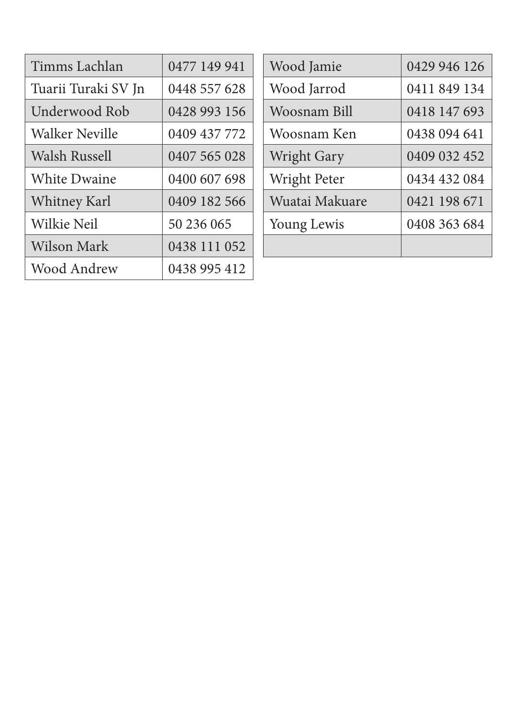| | |
|---|---|
| Timms Lachlan | 0477 149 941 |
| Tuarii Turaki SV Jn | 0448 557 628 |
| Underwood Rob | 0428 993 156 |
| Walker Neville | 0409 437 772 |
| Walsh Russell | 0407 565 028 |
| White Dwaine | 0400 607 698 |
| Whitney Karl | 0409 182 566 |
| Wilkie Neil | 50 236 065 |
| Wilson Mark | 0438 111 052 |
| Wood Andrew | 0438 995 412 |

| | |
|---|---|
| Wood Jamie | 0429 946 126 |
| Wood Jarrod | 0411 849 134 |
| Woosnam Bill | 0418 147 693 |
| Woosnam Ken | 0438 094 641 |
| Wright Gary | 0409 032 452 |
| Wright Peter | 0434 432 084 |
| Wuatai Makuare | 0421 198 671 |
| Young Lewis | 0408 363 684 |
| | |